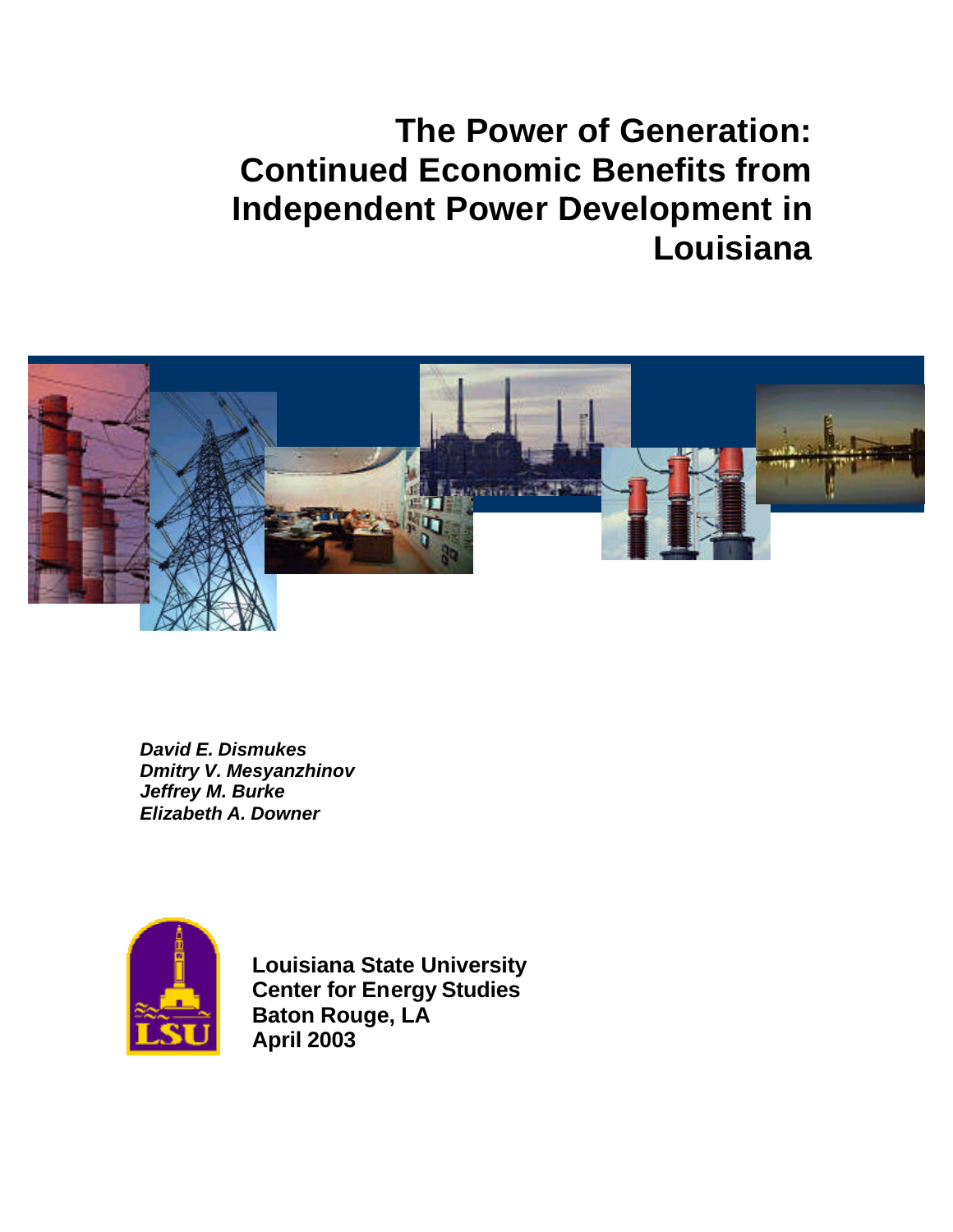# The Power of Generation: Continued Economic Benefits from Independent Power Development in Louisiana

***David E. Dismukes***
***Dmitry V. Mesyanzhinov***
***Jeffrey M. Burke***
***Elizabeth A. Downer***

**Louisiana State University**
**Center for Energy Studies**
**Baton Rouge, LA**
**April 2003**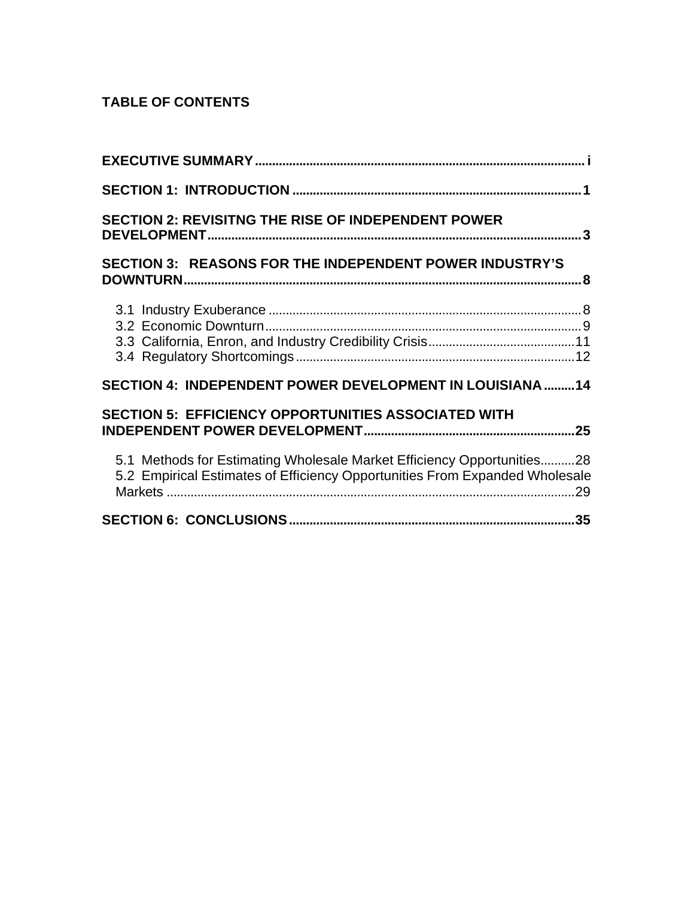## TABLE OF CONTENTS

**EXECUTIVE SUMMARY** ................................................................................................ i

**SECTION 1: INTRODUCTION** .................................................................................... 1

**SECTION 2: REVISITNG THE RISE OF INDEPENDENT POWER DEVELOPMENT** ............................................................................................................ 3

**SECTION 3: REASONS FOR THE INDEPENDENT POWER INDUSTRY'S DOWNTURN** .................................................................................................................... 8

- 3.1 Industry Exuberance ........................................................................................... 8
- 3.2 Economic Downturn ............................................................................................ 9
- 3.3 California, Enron, and Industry Credibility Crisis ........................................... 11
- 3.4 Regulatory Shortcomings .................................................................................. 12

**SECTION 4: INDEPENDENT POWER DEVELOPMENT IN LOUISIANA** ......... 14

**SECTION 5: EFFICIENCY OPPORTUNITIES ASSOCIATED WITH INDEPENDENT POWER DEVELOPMENT** ............................................................. 25

- 5.1 Methods for Estimating Wholesale Market Efficiency Opportunities .......... 28
- 5.2 Empirical Estimates of Efficiency Opportunities From Expanded Wholesale Markets ....................................................................................................................... 29

**SECTION 6: CONCLUSIONS** ................................................................................... 35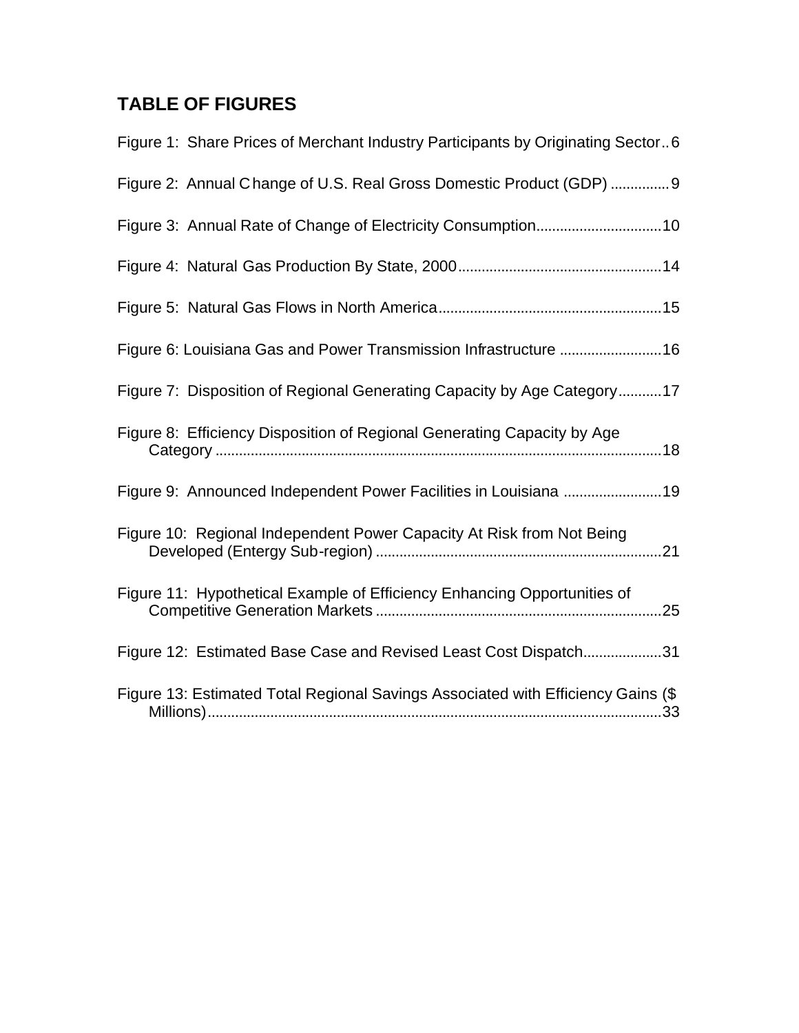## TABLE OF FIGURES

Figure 1: Share Prices of Merchant Industry Participants by Originating Sector..6

Figure 2: Annual Change of U.S. Real Gross Domestic Product (GDP) ..............9

Figure 3: Annual Rate of Change of Electricity Consumption...............................10

Figure 4: Natural Gas Production By State, 2000...................................................14

Figure 5: Natural Gas Flows in North America........................................................15

Figure 6: Louisiana Gas and Power Transmission Infrastructure .........................16

Figure 7: Disposition of Regional Generating Capacity by Age Category...........17

Figure 8: Efficiency Disposition of Regional Generating Capacity by Age Category ................................................................................................................18

Figure 9: Announced Independent Power Facilities in Louisiana .........................19

Figure 10: Regional Independent Power Capacity At Risk from Not Being Developed (Entergy Sub-region) ........................................................................21

Figure 11: Hypothetical Example of Efficiency Enhancing Opportunities of Competitive Generation Markets ........................................................................25

Figure 12: Estimated Base Case and Revised Least Cost Dispatch....................31

Figure 13: Estimated Total Regional Savings Associated with Efficiency Gains ($ Millions)..................................................................................................................33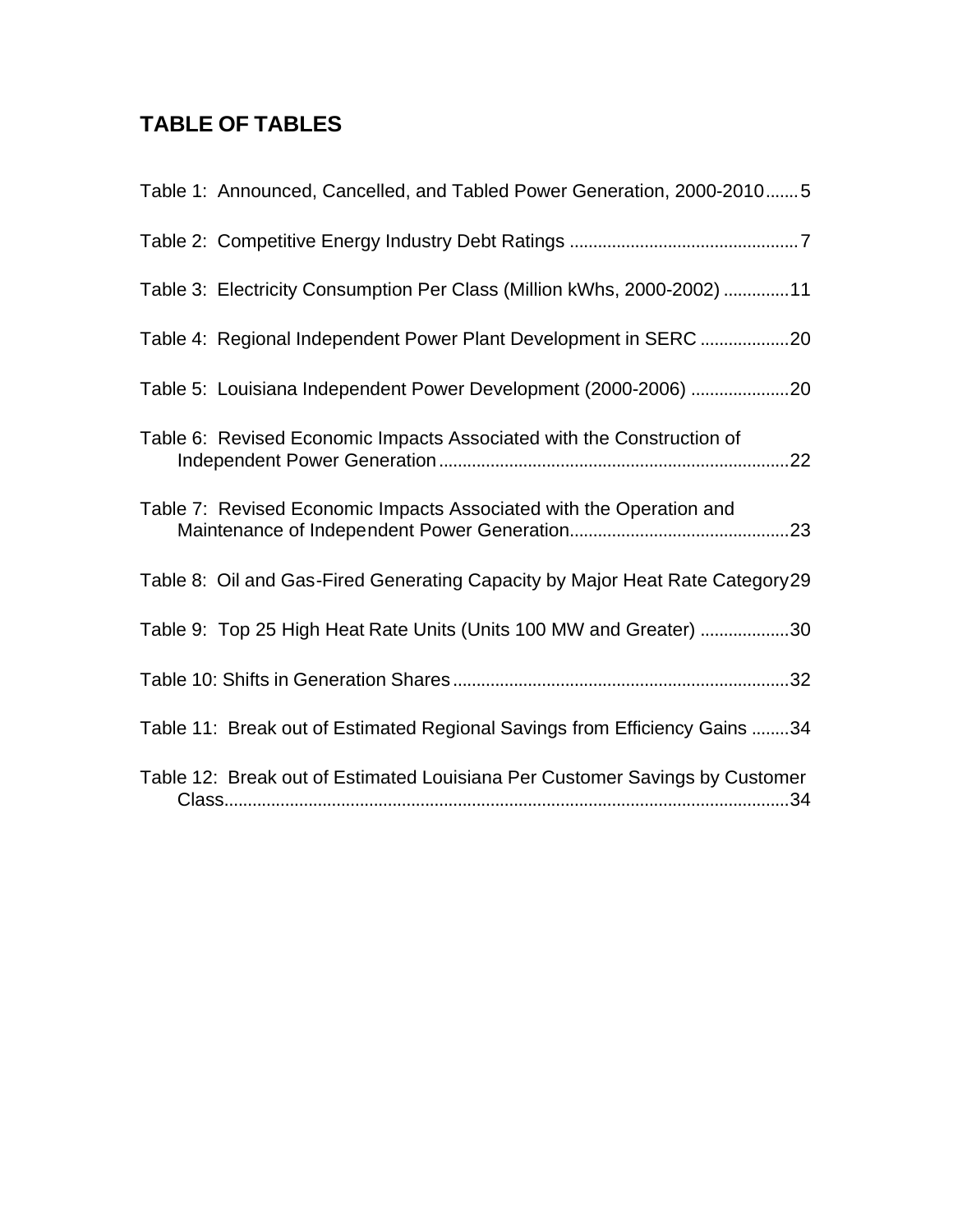## TABLE OF TABLES

Table 1: Announced, Cancelled, and Tabled Power Generation, 2000-2010....... 5

Table 2: Competitive Energy Industry Debt Ratings ................................................ 7

Table 3: Electricity Consumption Per Class (Million kWhs, 2000-2002) .............11

Table 4: Regional Independent Power Plant Development in SERC ..................20

Table 5: Louisiana Independent Power Development (2000-2006) ....................20

Table 6: Revised Economic Impacts Associated with the Construction of Independent Power Generation..........................................................................22

Table 7: Revised Economic Impacts Associated with the Operation and Maintenance of Independent Power Generation..............................................23

Table 8: Oil and Gas-Fired Generating Capacity by Major Heat Rate Category 29

Table 9: Top 25 High Heat Rate Units (Units 100 MW and Greater) ..................30

Table 10: Shifts in Generation Shares.......................................................................32

Table 11: Break out of Estimated Regional Savings from Efficiency Gains ........34

Table 12: Break out of Estimated Louisiana Per Customer Savings by Customer Class.......................................................................................................................34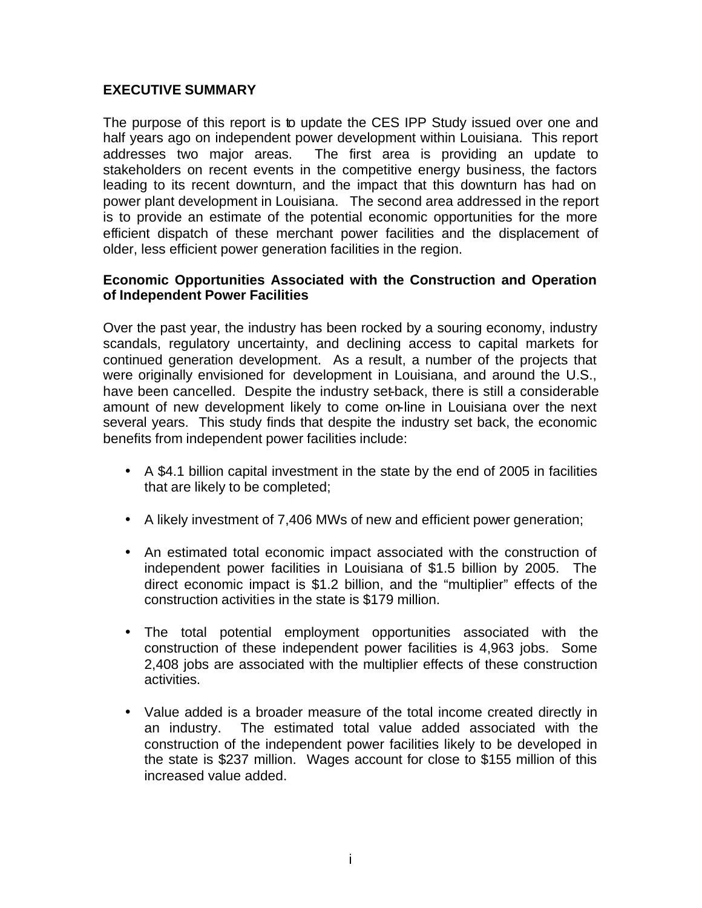## EXECUTIVE SUMMARY

The purpose of this report is to update the CES IPP Study issued over one and half years ago on independent power development within Louisiana. This report addresses two major areas. The first area is providing an update to stakeholders on recent events in the competitive energy business, the factors leading to its recent downturn, and the impact that this downturn has had on power plant development in Louisiana. The second area addressed in the report is to provide an estimate of the potential economic opportunities for the more efficient dispatch of these merchant power facilities and the displacement of older, less efficient power generation facilities in the region.

### Economic Opportunities Associated with the Construction and Operation of Independent Power Facilities

Over the past year, the industry has been rocked by a souring economy, industry scandals, regulatory uncertainty, and declining access to capital markets for continued generation development. As a result, a number of the projects that were originally envisioned for development in Louisiana, and around the U.S., have been cancelled. Despite the industry set-back, there is still a considerable amount of new development likely to come on-line in Louisiana over the next several years. This study finds that despite the industry set back, the economic benefits from independent power facilities include:

- A $4.1 billion capital investment in the state by the end of 2005 in facilities that are likely to be completed;
- A likely investment of 7,406 MWs of new and efficient power generation;
- An estimated total economic impact associated with the construction of independent power facilities in Louisiana of $1.5 billion by 2005. The direct economic impact is $1.2 billion, and the "multiplier" effects of the construction activities in the state is $179 million.
- The total potential employment opportunities associated with the construction of these independent power facilities is 4,963 jobs. Some 2,408 jobs are associated with the multiplier effects of these construction activities.
- Value added is a broader measure of the total income created directly in an industry. The estimated total value added associated with the construction of the independent power facilities likely to be developed in the state is $237 million. Wages account for close to $155 million of this increased value added.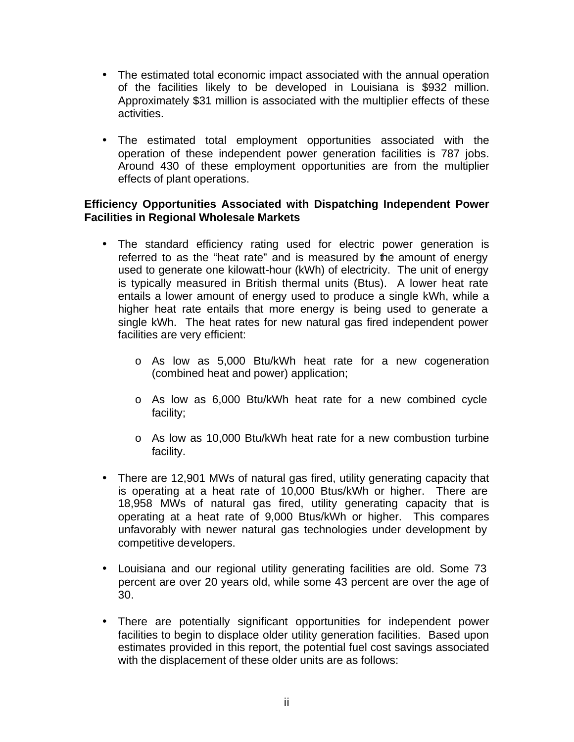- The estimated total economic impact associated with the annual operation of the facilities likely to be developed in Louisiana is $932 million. Approximately $31 million is associated with the multiplier effects of these activities.

- The estimated total employment opportunities associated with the operation of these independent power generation facilities is 787 jobs. Around 430 of these employment opportunities are from the multiplier effects of plant operations.

**Efficiency Opportunities Associated with Dispatching Independent Power Facilities in Regional Wholesale Markets**

- The standard efficiency rating used for electric power generation is referred to as the "heat rate" and is measured by the amount of energy used to generate one kilowatt-hour (kWh) of electricity. The unit of energy is typically measured in British thermal units (Btus). A lower heat rate entails a lower amount of energy used to produce a single kWh, while a higher heat rate entails that more energy is being used to generate a single kWh. The heat rates for new natural gas fired independent power facilities are very efficient:

  - As low as 5,000 Btu/kWh heat rate for a new cogeneration (combined heat and power) application;

  - As low as 6,000 Btu/kWh heat rate for a new combined cycle facility;

  - As low as 10,000 Btu/kWh heat rate for a new combustion turbine facility.

- There are 12,901 MWs of natural gas fired, utility generating capacity that is operating at a heat rate of 10,000 Btus/kWh or higher. There are 18,958 MWs of natural gas fired, utility generating capacity that is operating at a heat rate of 9,000 Btus/kWh or higher. This compares unfavorably with newer natural gas technologies under development by competitive developers.

- Louisiana and our regional utility generating facilities are old. Some 73 percent are over 20 years old, while some 43 percent are over the age of 30.

- There are potentially significant opportunities for independent power facilities to begin to displace older utility generation facilities. Based upon estimates provided in this report, the potential fuel cost savings associated with the displacement of these older units are as follows: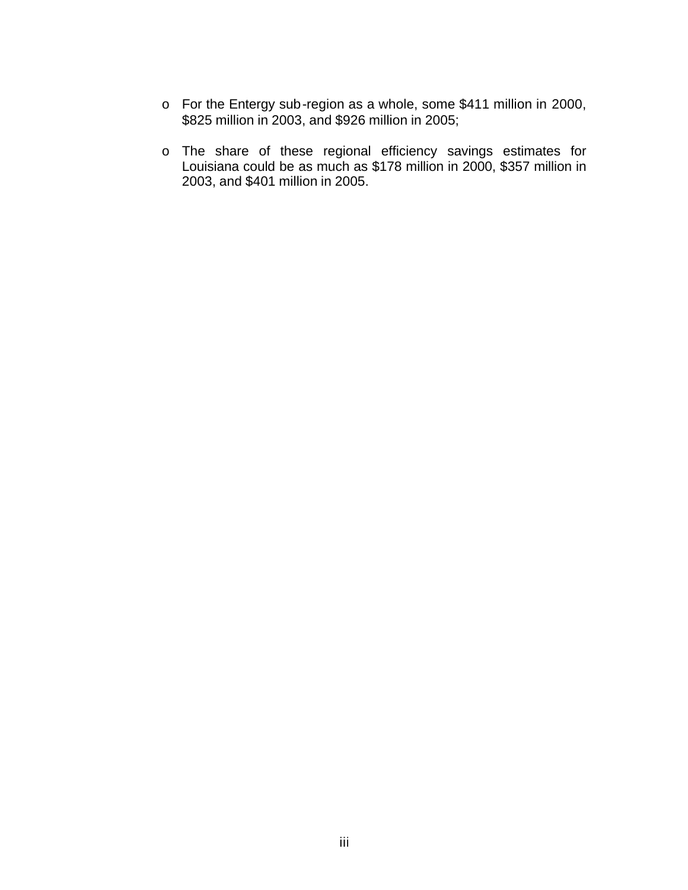- For the Entergy sub-region as a whole, some $411 million in 2000, $825 million in 2003, and $926 million in 2005;

- The share of these regional efficiency savings estimates for Louisiana could be as much as $178 million in 2000, $357 million in 2003, and $401 million in 2005.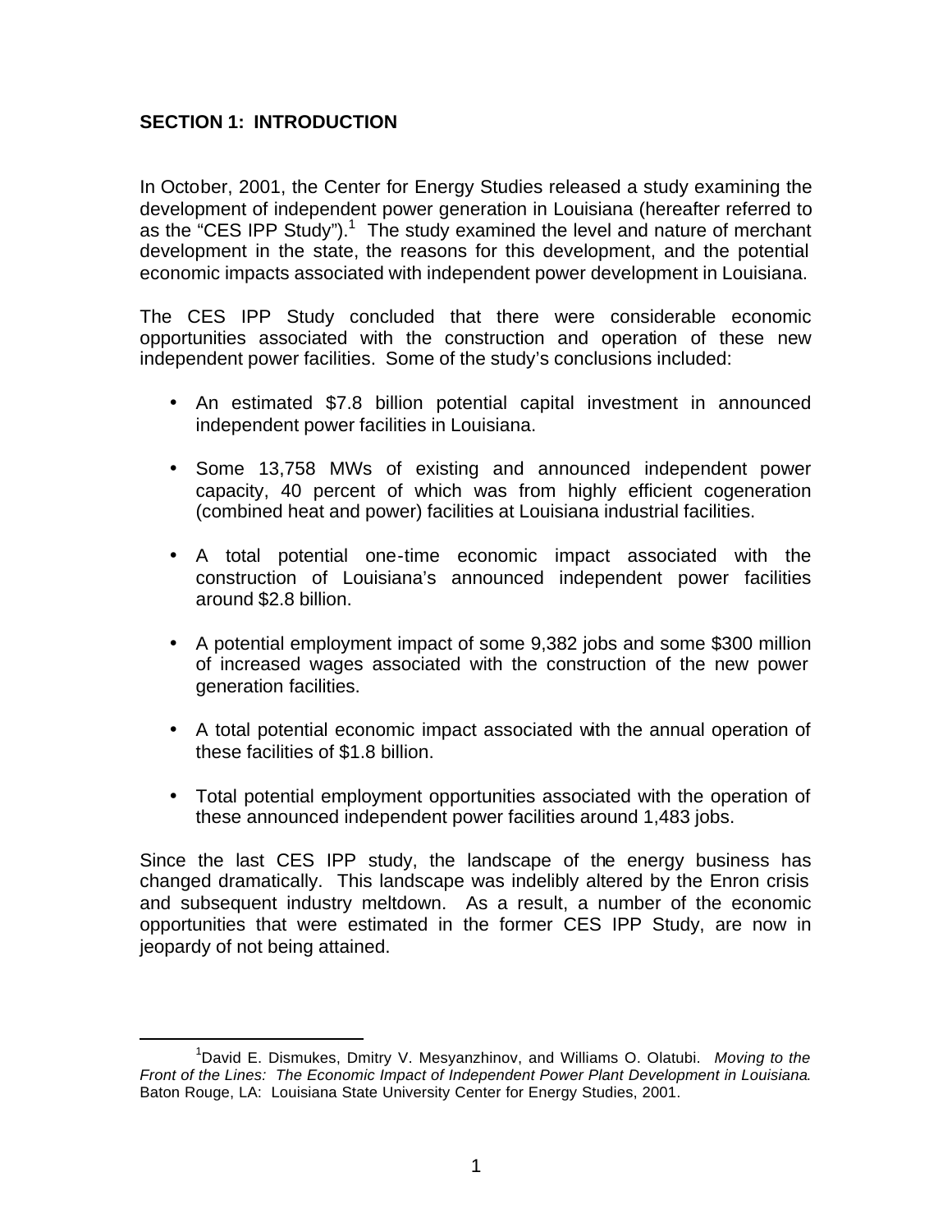## SECTION 1: INTRODUCTION

In October, 2001, the Center for Energy Studies released a study examining the development of independent power generation in Louisiana (hereafter referred to as the "CES IPP Study").[1] The study examined the level and nature of merchant development in the state, the reasons for this development, and the potential economic impacts associated with independent power development in Louisiana.

The CES IPP Study concluded that there were considerable economic opportunities associated with the construction and operation of these new independent power facilities. Some of the study's conclusions included:

- An estimated $7.8 billion potential capital investment in announced independent power facilities in Louisiana.
- Some 13,758 MWs of existing and announced independent power capacity, 40 percent of which was from highly efficient cogeneration (combined heat and power) facilities at Louisiana industrial facilities.
- A total potential one-time economic impact associated with the construction of Louisiana's announced independent power facilities around $2.8 billion.
- A potential employment impact of some 9,382 jobs and some $300 million of increased wages associated with the construction of the new power generation facilities.
- A total potential economic impact associated with the annual operation of these facilities of $1.8 billion.
- Total potential employment opportunities associated with the operation of these announced independent power facilities around 1,483 jobs.

Since the last CES IPP study, the landscape of the energy business has changed dramatically. This landscape was indelibly altered by the Enron crisis and subsequent industry meltdown. As a result, a number of the economic opportunities that were estimated in the former CES IPP Study, are now in jeopardy of not being attained.

[1] David E. Dismukes, Dmitry V. Mesyanzhinov, and Williams O. Olatubi. *Moving to the Front of the Lines: The Economic Impact of Independent Power Plant Development in Louisiana*. Baton Rouge, LA: Louisiana State University Center for Energy Studies, 2001.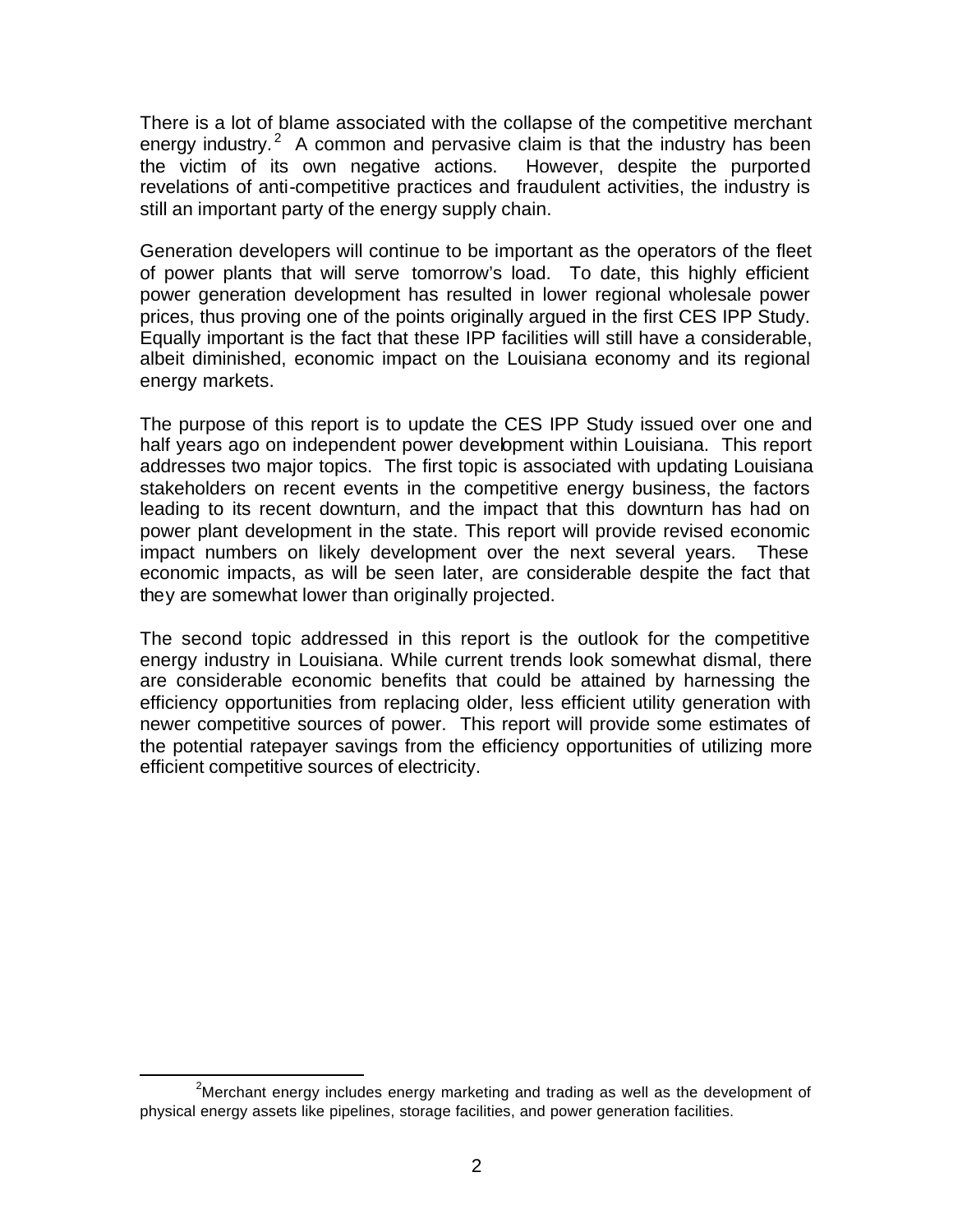There is a lot of blame associated with the collapse of the competitive merchant energy industry.[2] A common and pervasive claim is that the industry has been the victim of its own negative actions. However, despite the purported revelations of anti-competitive practices and fraudulent activities, the industry is still an important party of the energy supply chain.

Generation developers will continue to be important as the operators of the fleet of power plants that will serve tomorrow's load. To date, this highly efficient power generation development has resulted in lower regional wholesale power prices, thus proving one of the points originally argued in the first CES IPP Study. Equally important is the fact that these IPP facilities will still have a considerable, albeit diminished, economic impact on the Louisiana economy and its regional energy markets.

The purpose of this report is to update the CES IPP Study issued over one and half years ago on independent power development within Louisiana. This report addresses two major topics. The first topic is associated with updating Louisiana stakeholders on recent events in the competitive energy business, the factors leading to its recent downturn, and the impact that this downturn has had on power plant development in the state. This report will provide revised economic impact numbers on likely development over the next several years. These economic impacts, as will be seen later, are considerable despite the fact that they are somewhat lower than originally projected.

The second topic addressed in this report is the outlook for the competitive energy industry in Louisiana. While current trends look somewhat dismal, there are considerable economic benefits that could be attained by harnessing the efficiency opportunities from replacing older, less efficient utility generation with newer competitive sources of power. This report will provide some estimates of the potential ratepayer savings from the efficiency opportunities of utilizing more efficient competitive sources of electricity.

---

[2] Merchant energy includes energy marketing and trading as well as the development of physical energy assets like pipelines, storage facilities, and power generation facilities.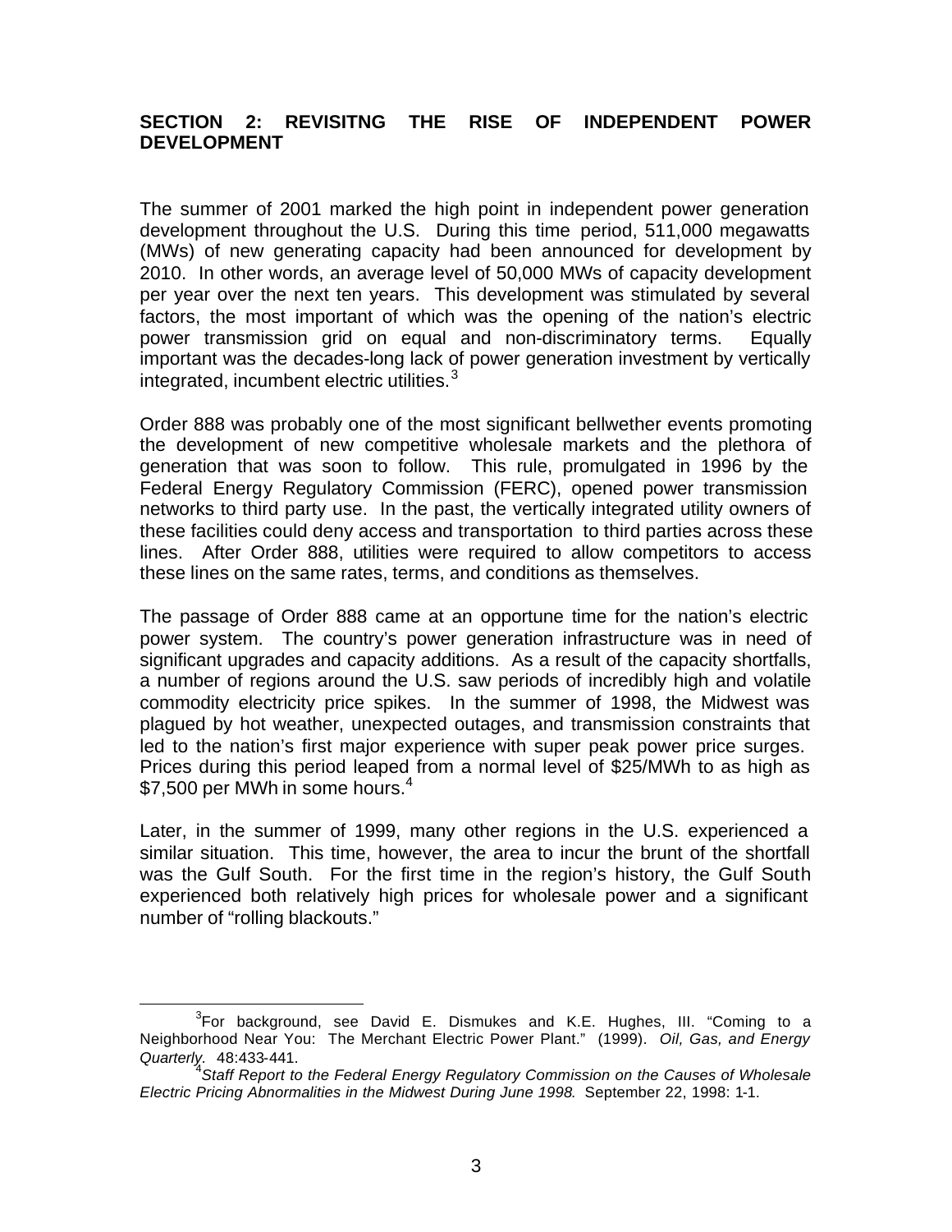## SECTION 2: REVISITNG THE RISE OF INDEPENDENT POWER DEVELOPMENT

The summer of 2001 marked the high point in independent power generation development throughout the U.S. During this time period, 511,000 megawatts (MWs) of new generating capacity had been announced for development by 2010. In other words, an average level of 50,000 MWs of capacity development per year over the next ten years. This development was stimulated by several factors, the most important of which was the opening of the nation's electric power transmission grid on equal and non-discriminatory terms. Equally important was the decades-long lack of power generation investment by vertically integrated, incumbent electric utilities.[3]

Order 888 was probably one of the most significant bellwether events promoting the development of new competitive wholesale markets and the plethora of generation that was soon to follow. This rule, promulgated in 1996 by the Federal Energy Regulatory Commission (FERC), opened power transmission networks to third party use. In the past, the vertically integrated utility owners of these facilities could deny access and transportation to third parties across these lines. After Order 888, utilities were required to allow competitors to access these lines on the same rates, terms, and conditions as themselves.

The passage of Order 888 came at an opportune time for the nation's electric power system. The country's power generation infrastructure was in need of significant upgrades and capacity additions. As a result of the capacity shortfalls, a number of regions around the U.S. saw periods of incredibly high and volatile commodity electricity price spikes. In the summer of 1998, the Midwest was plagued by hot weather, unexpected outages, and transmission constraints that led to the nation's first major experience with super peak power price surges. Prices during this period leaped from a normal level of \$25/MWh to as high as \$7,500 per MWh in some hours.[4]

Later, in the summer of 1999, many other regions in the U.S. experienced a similar situation. This time, however, the area to incur the brunt of the shortfall was the Gulf South. For the first time in the region's history, the Gulf South experienced both relatively high prices for wholesale power and a significant number of "rolling blackouts."

---

[3] For background, see David E. Dismukes and K.E. Hughes, III. "Coming to a Neighborhood Near You: The Merchant Electric Power Plant." (1999). *Oil, Gas, and Energy Quarterly.* 48:433-441.

[4] *Staff Report to the Federal Energy Regulatory Commission on the Causes of Wholesale Electric Pricing Abnormalities in the Midwest During June 1998.* September 22, 1998: 1-1.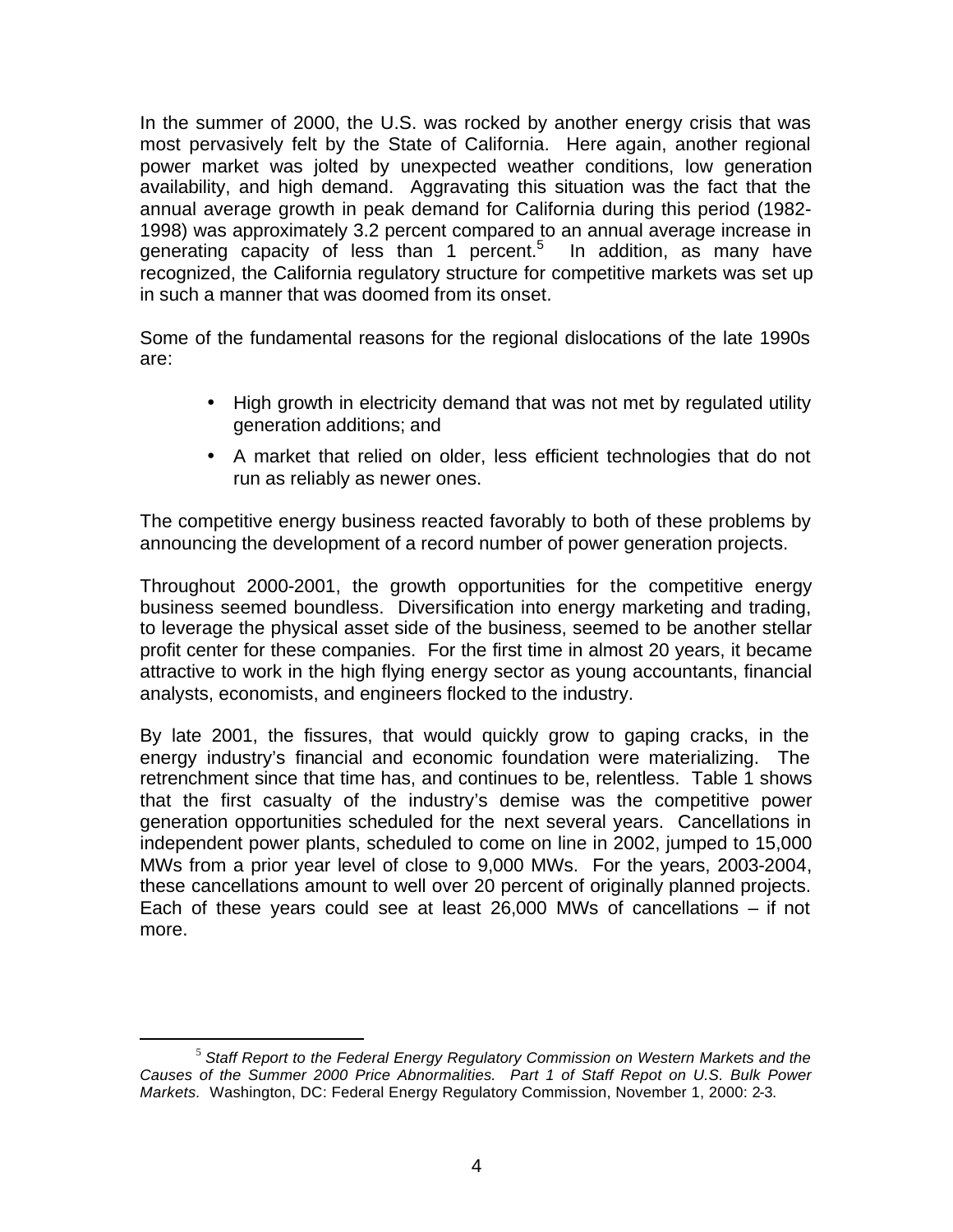In the summer of 2000, the U.S. was rocked by another energy crisis that was most pervasively felt by the State of California. Here again, another regional power market was jolted by unexpected weather conditions, low generation availability, and high demand. Aggravating this situation was the fact that the annual average growth in peak demand for California during this period (1982-1998) was approximately 3.2 percent compared to an annual average increase in generating capacity of less than 1 percent.[5] In addition, as many have recognized, the California regulatory structure for competitive markets was set up in such a manner that was doomed from its onset.

Some of the fundamental reasons for the regional dislocations of the late 1990s are:

- High growth in electricity demand that was not met by regulated utility generation additions; and
- A market that relied on older, less efficient technologies that do not run as reliably as newer ones.

The competitive energy business reacted favorably to both of these problems by announcing the development of a record number of power generation projects.

Throughout 2000-2001, the growth opportunities for the competitive energy business seemed boundless. Diversification into energy marketing and trading, to leverage the physical asset side of the business, seemed to be another stellar profit center for these companies. For the first time in almost 20 years, it became attractive to work in the high flying energy sector as young accountants, financial analysts, economists, and engineers flocked to the industry.

By late 2001, the fissures, that would quickly grow to gaping cracks, in the energy industry's financial and economic foundation were materializing. The retrenchment since that time has, and continues to be, relentless. Table 1 shows that the first casualty of the industry's demise was the competitive power generation opportunities scheduled for the next several years. Cancellations in independent power plants, scheduled to come on line in 2002, jumped to 15,000 MWs from a prior year level of close to 9,000 MWs. For the years, 2003-2004, these cancellations amount to well over 20 percent of originally planned projects. Each of these years could see at least 26,000 MWs of cancellations – if not more.

---

[5] *Staff Report to the Federal Energy Regulatory Commission on Western Markets and the Causes of the Summer 2000 Price Abnormalities. Part 1 of Staff Repot on U.S. Bulk Power Markets.* Washington, DC: Federal Energy Regulatory Commission, November 1, 2000: 2-3.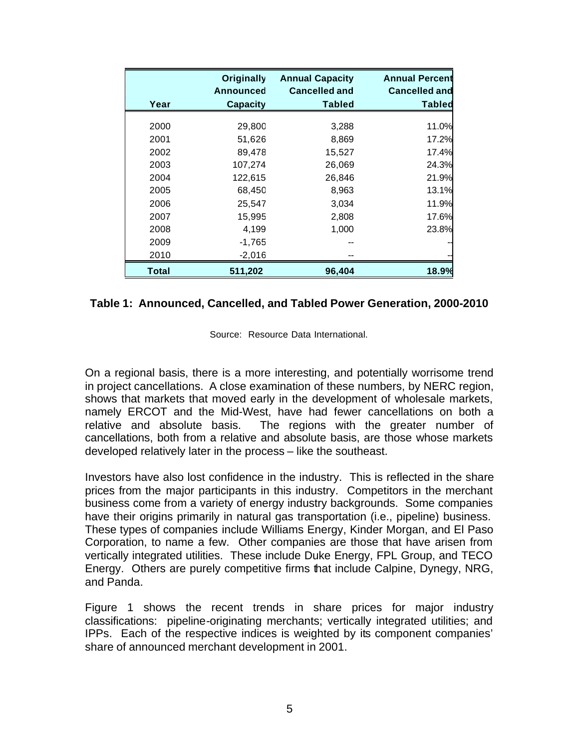| Year | Originally Announced Capacity | Annual Capacity Cancelled and Tabled | Annual Percent Cancelled and Tabled |
|---|---|---|---|
| 2000 | 29,800 | 3,288 | 11.0% |
| 2001 | 51,626 | 8,869 | 17.2% |
| 2002 | 89,478 | 15,527 | 17.4% |
| 2003 | 107,274 | 26,069 | 24.3% |
| 2004 | 122,615 | 26,846 | 21.9% |
| 2005 | 68,450 | 8,963 | 13.1% |
| 2006 | 25,547 | 3,034 | 11.9% |
| 2007 | 15,995 | 2,808 | 17.6% |
| 2008 | 4,199 | 1,000 | 23.8% |
| 2009 | -1,765 | -- | -- |
| 2010 | -2,016 | -- | -- |
| **Total** | **511,202** | **96,404** | **18.9%** |

**Table 1: Announced, Cancelled, and Tabled Power Generation, 2000-2010**

Source: Resource Data International.

On a regional basis, there is a more interesting, and potentially worrisome trend in project cancellations. A close examination of these numbers, by NERC region, shows that markets that moved early in the development of wholesale markets, namely ERCOT and the Mid-West, have had fewer cancellations on both a relative and absolute basis. The regions with the greater number of cancellations, both from a relative and absolute basis, are those whose markets developed relatively later in the process – like the southeast.

Investors have also lost confidence in the industry. This is reflected in the share prices from the major participants in this industry. Competitors in the merchant business come from a variety of energy industry backgrounds. Some companies have their origins primarily in natural gas transportation (i.e., pipeline) business. These types of companies include Williams Energy, Kinder Morgan, and El Paso Corporation, to name a few. Other companies are those that have arisen from vertically integrated utilities. These include Duke Energy, FPL Group, and TECO Energy. Others are purely competitive firms that include Calpine, Dynegy, NRG, and Panda.

Figure 1 shows the recent trends in share prices for major industry classifications: pipeline-originating merchants; vertically integrated utilities; and IPPs. Each of the respective indices is weighted by its component companies' share of announced merchant development in 2001.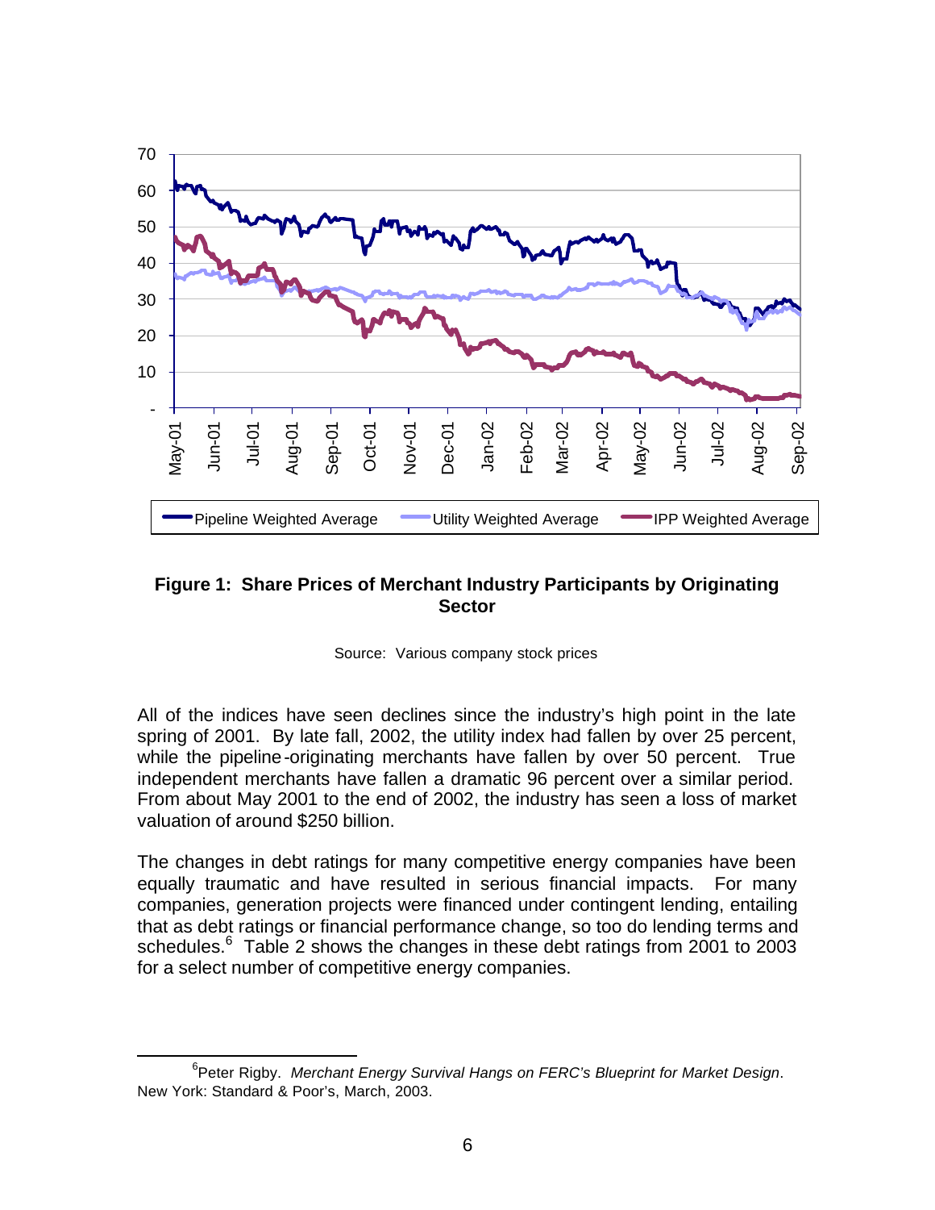**Figure 1: Share Prices of Merchant Industry Participants by Originating Sector**

Source: Various company stock prices

All of the indices have seen declines since the industry's high point in the late spring of 2001. By late fall, 2002, the utility index had fallen by over 25 percent, while the pipeline-originating merchants have fallen by over 50 percent. True independent merchants have fallen a dramatic 96 percent over a similar period. From about May 2001 to the end of 2002, the industry has seen a loss of market valuation of around $250 billion.

The changes in debt ratings for many competitive energy companies have been equally traumatic and have resulted in serious financial impacts. For many companies, generation projects were financed under contingent lending, entailing that as debt ratings or financial performance change, so too do lending terms and schedules.[6] Table 2 shows the changes in these debt ratings from 2001 to 2003 for a select number of competitive energy companies.

---

[6] Peter Rigby. *Merchant Energy Survival Hangs on FERC's Blueprint for Market Design*. New York: Standard & Poor's, March, 2003.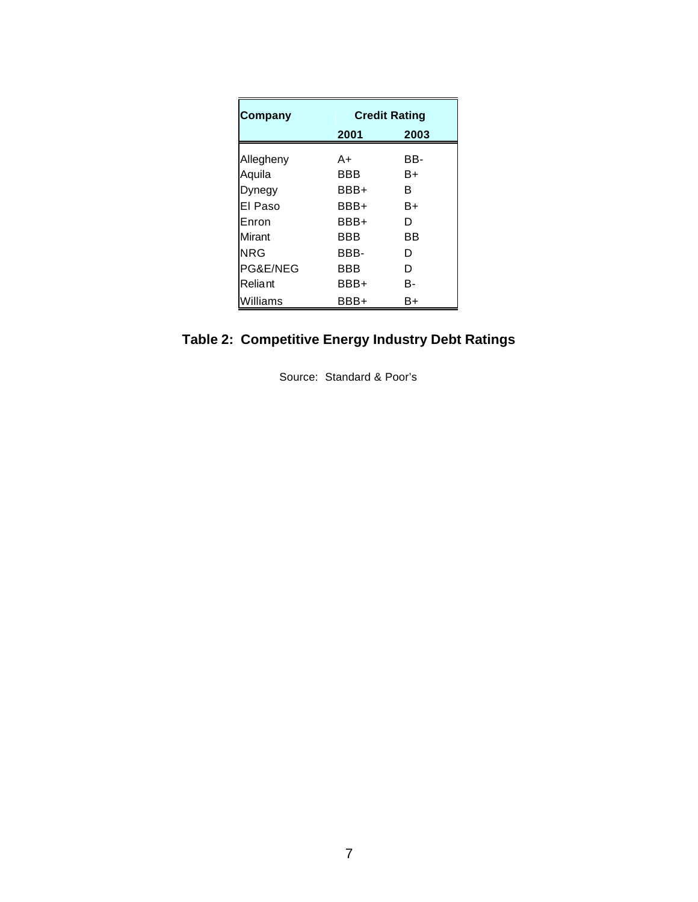| Company | Credit Rating | |
|---|---|---|
| | 2001 | 2003 |
| Allegheny | A+ | BB- |
| Aquila | BBB | B+ |
| Dynegy | BBB+ | B |
| El Paso | BBB+ | B+ |
| Enron | BBB+ | D |
| Mirant | BBB | BB |
| NRG | BBB- | D |
| PG&E/NEG | BBB | D |
| Reliant | BBB+ | B- |
| Williams | BBB+ | B+ |

**Table 2: Competitive Energy Industry Debt Ratings**

Source: Standard & Poor's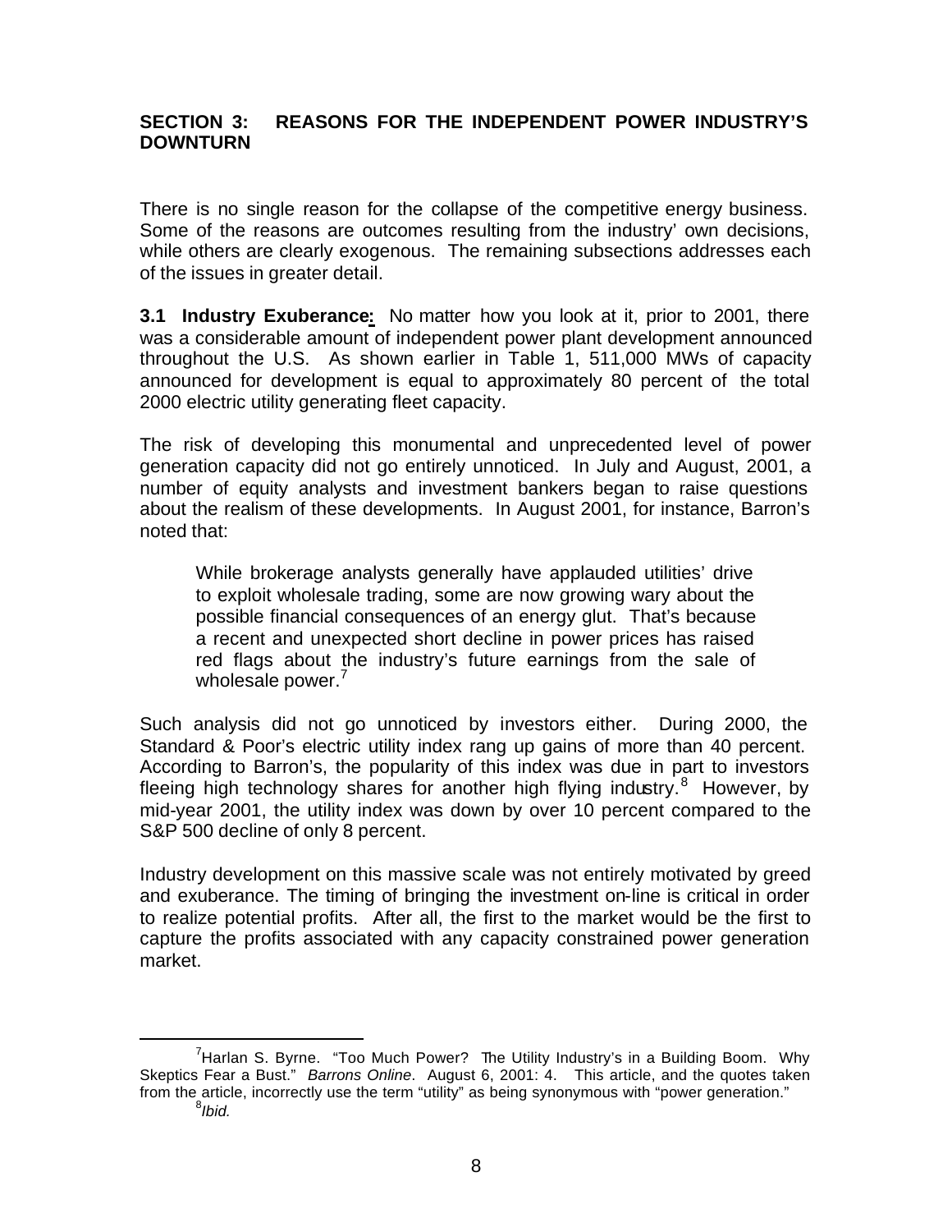## SECTION 3: REASONS FOR THE INDEPENDENT POWER INDUSTRY'S DOWNTURN

There is no single reason for the collapse of the competitive energy business. Some of the reasons are outcomes resulting from the industry' own decisions, while others are clearly exogenous. The remaining subsections addresses each of the issues in greater detail.

**3.1 Industry Exuberance:** No matter how you look at it, prior to 2001, there was a considerable amount of independent power plant development announced throughout the U.S. As shown earlier in Table 1, 511,000 MWs of capacity announced for development is equal to approximately 80 percent of the total 2000 electric utility generating fleet capacity.

The risk of developing this monumental and unprecedented level of power generation capacity did not go entirely unnoticed. In July and August, 2001, a number of equity analysts and investment bankers began to raise questions about the realism of these developments. In August 2001, for instance, Barron's noted that:

> While brokerage analysts generally have applauded utilities' drive to exploit wholesale trading, some are now growing wary about the possible financial consequences of an energy glut. That's because a recent and unexpected short decline in power prices has raised red flags about the industry's future earnings from the sale of wholesale power.[7]

Such analysis did not go unnoticed by investors either. During 2000, the Standard & Poor's electric utility index rang up gains of more than 40 percent. According to Barron's, the popularity of this index was due in part to investors fleeing high technology shares for another high flying industry.[8] However, by mid-year 2001, the utility index was down by over 10 percent compared to the S&P 500 decline of only 8 percent.

Industry development on this massive scale was not entirely motivated by greed and exuberance. The timing of bringing the investment on-line is critical in order to realize potential profits. After all, the first to the market would be the first to capture the profits associated with any capacity constrained power generation market.

---

[7] Harlan S. Byrne. "Too Much Power? The Utility Industry's in a Building Boom. Why Skeptics Fear a Bust." *Barrons Online*. August 6, 2001: 4. This article, and the quotes taken from the article, incorrectly use the term "utility" as being synonymous with "power generation."

[8] *Ibid.*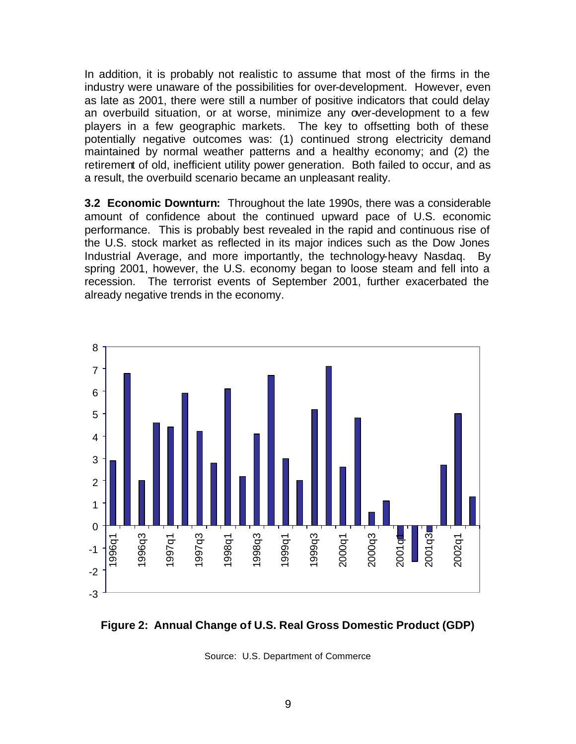In addition, it is probably not realistic to assume that most of the firms in the industry were unaware of the possibilities for over-development. However, even as late as 2001, there were still a number of positive indicators that could delay an overbuild situation, or at worse, minimize any over-development to a few players in a few geographic markets. The key to offsetting both of these potentially negative outcomes was: (1) continued strong electricity demand maintained by normal weather patterns and a healthy economy; and (2) the retirement of old, inefficient utility power generation. Both failed to occur, and as a result, the overbuild scenario became an unpleasant reality.

**3.2 Economic Downturn:** Throughout the late 1990s, there was a considerable amount of confidence about the continued upward pace of U.S. economic performance. This is probably best revealed in the rapid and continuous rise of the U.S. stock market as reflected in its major indices such as the Dow Jones Industrial Average, and more importantly, the technology-heavy Nasdaq. By spring 2001, however, the U.S. economy began to loose steam and fell into a recession. The terrorist events of September 2001, further exacerbated the already negative trends in the economy.

**Figure 2: Annual Change of U.S. Real Gross Domestic Product (GDP)**

Source: U.S. Department of Commerce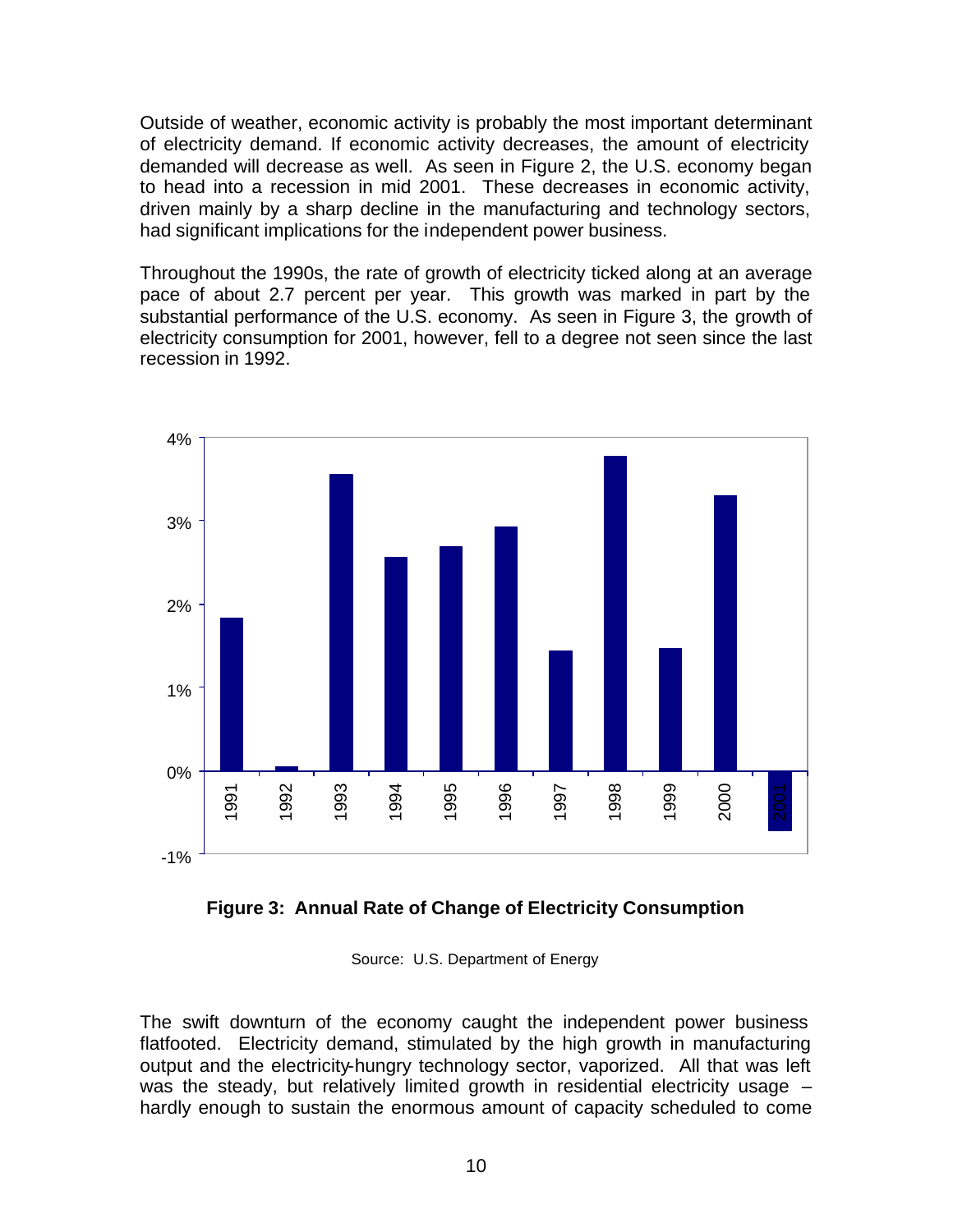Outside of weather, economic activity is probably the most important determinant of electricity demand. If economic activity decreases, the amount of electricity demanded will decrease as well. As seen in Figure 2, the U.S. economy began to head into a recession in mid 2001. These decreases in economic activity, driven mainly by a sharp decline in the manufacturing and technology sectors, had significant implications for the independent power business.

Throughout the 1990s, the rate of growth of electricity ticked along at an average pace of about 2.7 percent per year. This growth was marked in part by the substantial performance of the U.S. economy. As seen in Figure 3, the growth of electricity consumption for 2001, however, fell to a degree not seen since the last recession in 1992.

**Figure 3: Annual Rate of Change of Electricity Consumption**

Source: U.S. Department of Energy

The swift downturn of the economy caught the independent power business flatfooted. Electricity demand, stimulated by the high growth in manufacturing output and the electricity-hungry technology sector, vaporized. All that was left was the steady, but relatively limited growth in residential electricity usage – hardly enough to sustain the enormous amount of capacity scheduled to come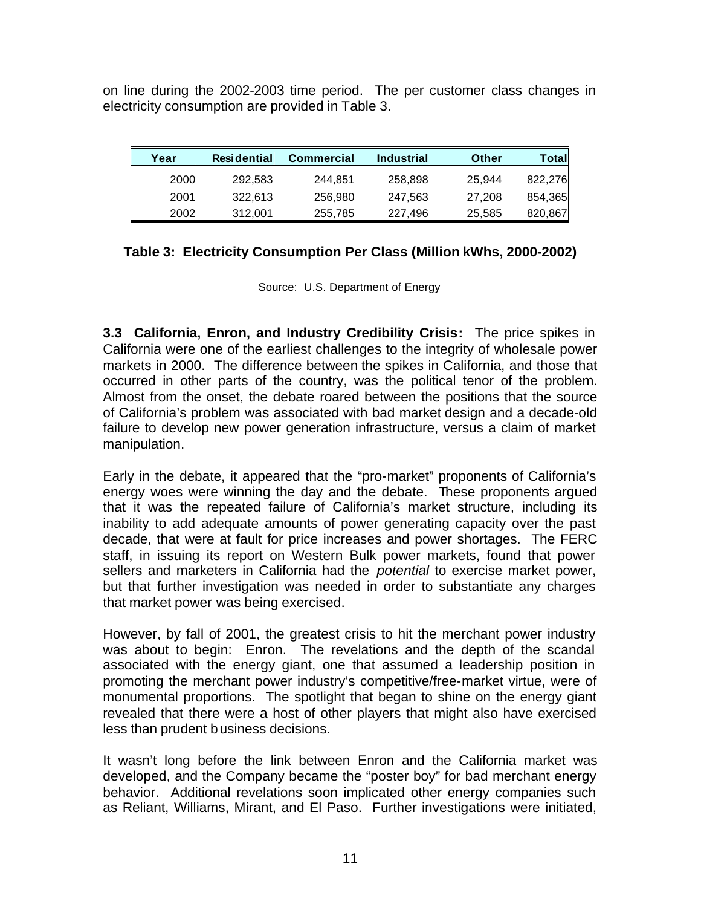on line during the 2002-2003 time period. The per customer class changes in electricity consumption are provided in Table 3.

| Year | Residential | Commercial | Industrial | Other | Total |
|---|---|---|---|---|---|
| 2000 | 292,583 | 244,851 | 258,898 | 25,944 | 822,276 |
| 2001 | 322,613 | 256,980 | 247,563 | 27,208 | 854,365 |
| 2002 | 312,001 | 255,785 | 227,496 | 25,585 | 820,867 |

**Table 3: Electricity Consumption Per Class (Million kWhs, 2000-2002)**

Source: U.S. Department of Energy

**3.3 California, Enron, and Industry Credibility Crisis:** The price spikes in California were one of the earliest challenges to the integrity of wholesale power markets in 2000. The difference between the spikes in California, and those that occurred in other parts of the country, was the political tenor of the problem. Almost from the onset, the debate roared between the positions that the source of California's problem was associated with bad market design and a decade-old failure to develop new power generation infrastructure, versus a claim of market manipulation.

Early in the debate, it appeared that the "pro-market" proponents of California's energy woes were winning the day and the debate. These proponents argued that it was the repeated failure of California's market structure, including its inability to add adequate amounts of power generating capacity over the past decade, that were at fault for price increases and power shortages. The FERC staff, in issuing its report on Western Bulk power markets, found that power sellers and marketers in California had the *potential* to exercise market power, but that further investigation was needed in order to substantiate any charges that market power was being exercised.

However, by fall of 2001, the greatest crisis to hit the merchant power industry was about to begin: Enron. The revelations and the depth of the scandal associated with the energy giant, one that assumed a leadership position in promoting the merchant power industry's competitive/free-market virtue, were of monumental proportions. The spotlight that began to shine on the energy giant revealed that there were a host of other players that might also have exercised less than prudent business decisions.

It wasn't long before the link between Enron and the California market was developed, and the Company became the "poster boy" for bad merchant energy behavior. Additional revelations soon implicated other energy companies such as Reliant, Williams, Mirant, and El Paso. Further investigations were initiated,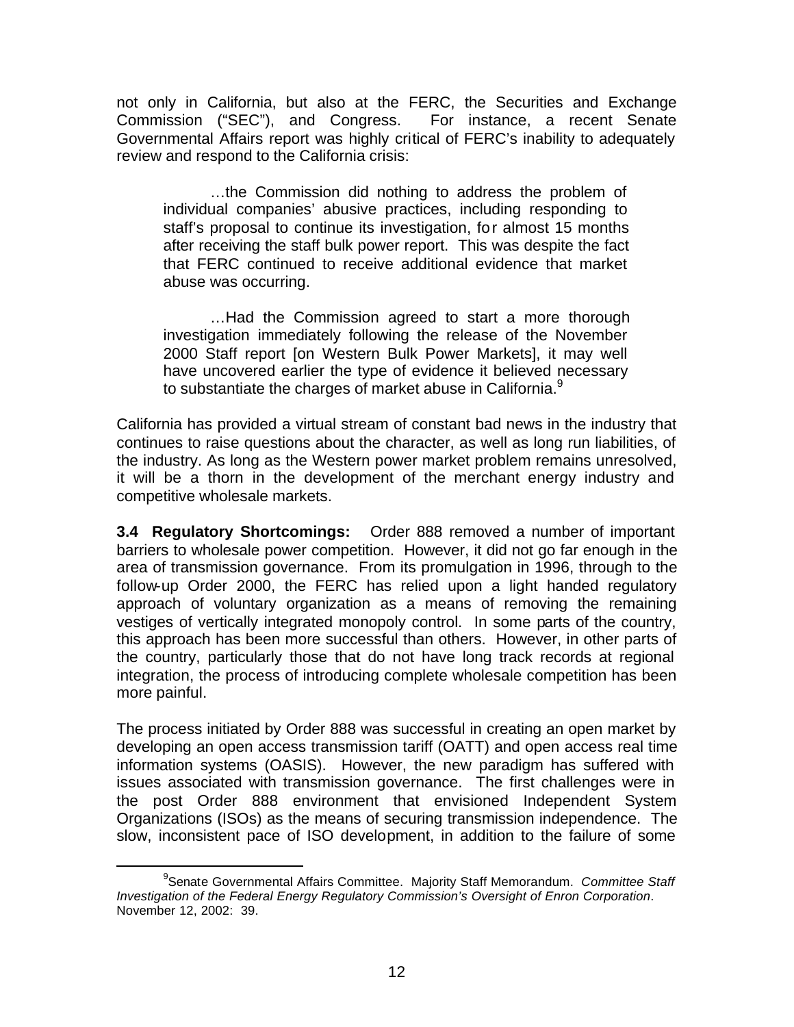not only in California, but also at the FERC, the Securities and Exchange Commission ("SEC"), and Congress. For instance, a recent Senate Governmental Affairs report was highly critical of FERC's inability to adequately review and respond to the California crisis:

> …the Commission did nothing to address the problem of individual companies' abusive practices, including responding to staff's proposal to continue its investigation, for almost 15 months after receiving the staff bulk power report. This was despite the fact that FERC continued to receive additional evidence that market abuse was occurring.
>
> …Had the Commission agreed to start a more thorough investigation immediately following the release of the November 2000 Staff report [on Western Bulk Power Markets], it may well have uncovered earlier the type of evidence it believed necessary to substantiate the charges of market abuse in California.[9]

California has provided a virtual stream of constant bad news in the industry that continues to raise questions about the character, as well as long run liabilities, of the industry. As long as the Western power market problem remains unresolved, it will be a thorn in the development of the merchant energy industry and competitive wholesale markets.

**3.4 Regulatory Shortcomings:** Order 888 removed a number of important barriers to wholesale power competition. However, it did not go far enough in the area of transmission governance. From its promulgation in 1996, through to the follow-up Order 2000, the FERC has relied upon a light handed regulatory approach of voluntary organization as a means of removing the remaining vestiges of vertically integrated monopoly control. In some parts of the country, this approach has been more successful than others. However, in other parts of the country, particularly those that do not have long track records at regional integration, the process of introducing complete wholesale competition has been more painful.

The process initiated by Order 888 was successful in creating an open market by developing an open access transmission tariff (OATT) and open access real time information systems (OASIS). However, the new paradigm has suffered with issues associated with transmission governance. The first challenges were in the post Order 888 environment that envisioned Independent System Organizations (ISOs) as the means of securing transmission independence. The slow, inconsistent pace of ISO development, in addition to the failure of some

[9] Senate Governmental Affairs Committee. Majority Staff Memorandum. *Committee Staff Investigation of the Federal Energy Regulatory Commission's Oversight of Enron Corporation*. November 12, 2002: 39.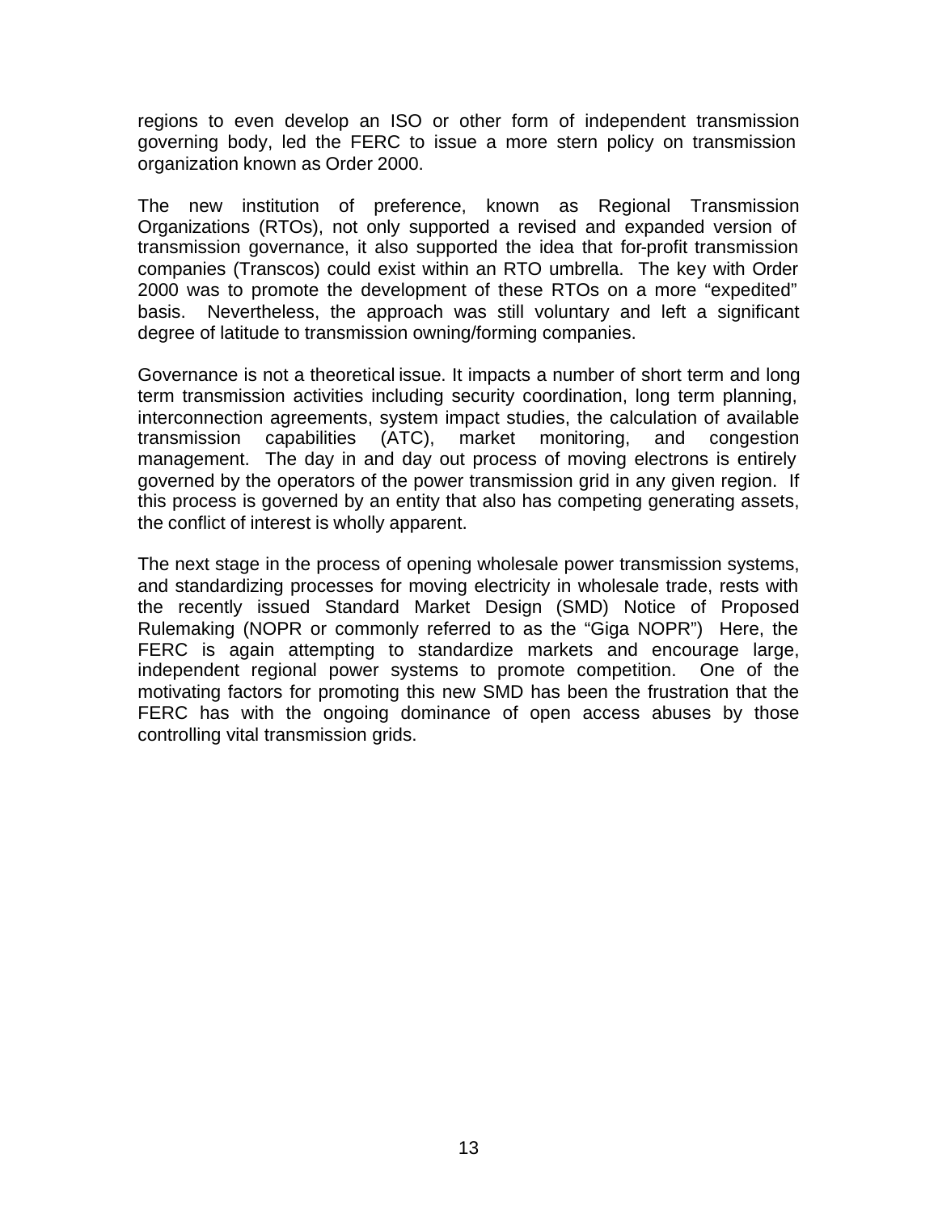regions to even develop an ISO or other form of independent transmission governing body, led the FERC to issue a more stern policy on transmission organization known as Order 2000.

The new institution of preference, known as Regional Transmission Organizations (RTOs), not only supported a revised and expanded version of transmission governance, it also supported the idea that for-profit transmission companies (Transcos) could exist within an RTO umbrella. The key with Order 2000 was to promote the development of these RTOs on a more "expedited" basis. Nevertheless, the approach was still voluntary and left a significant degree of latitude to transmission owning/forming companies.

Governance is not a theoretical issue. It impacts a number of short term and long term transmission activities including security coordination, long term planning, interconnection agreements, system impact studies, the calculation of available transmission capabilities (ATC), market monitoring, and congestion management. The day in and day out process of moving electrons is entirely governed by the operators of the power transmission grid in any given region. If this process is governed by an entity that also has competing generating assets, the conflict of interest is wholly apparent.

The next stage in the process of opening wholesale power transmission systems, and standardizing processes for moving electricity in wholesale trade, rests with the recently issued Standard Market Design (SMD) Notice of Proposed Rulemaking (NOPR or commonly referred to as the "Giga NOPR") Here, the FERC is again attempting to standardize markets and encourage large, independent regional power systems to promote competition. One of the motivating factors for promoting this new SMD has been the frustration that the FERC has with the ongoing dominance of open access abuses by those controlling vital transmission grids.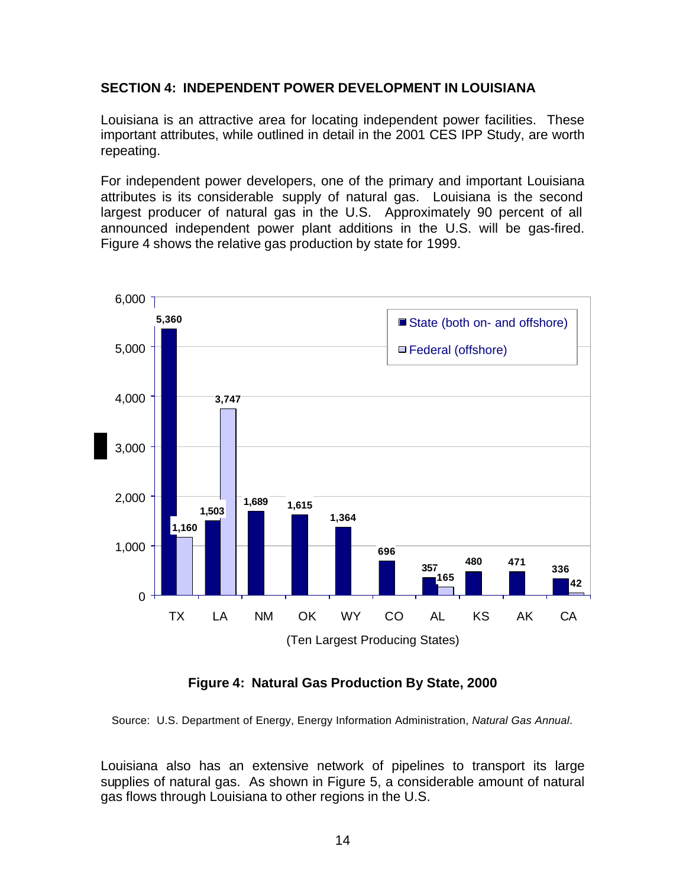## SECTION 4: INDEPENDENT POWER DEVELOPMENT IN LOUISIANA

Louisiana is an attractive area for locating independent power facilities. These important attributes, while outlined in detail in the 2001 CES IPP Study, are worth repeating.

For independent power developers, one of the primary and important Louisiana attributes is its considerable supply of natural gas. Louisiana is the second largest producer of natural gas in the U.S. Approximately 90 percent of all announced independent power plant additions in the U.S. will be gas-fired. Figure 4 shows the relative gas production by state for 1999.

| State | State (both on- and offshore) | Federal (offshore) |
|---|---|---|
| TX | 5,360 | 1,160 |
| LA | 1,503 | 3,747 |
| NM | 1,689 | |
| OK | 1,615 | |
| WY | 1,364 | |
| CO | 696 | |
| AL | 357 | 165 |
| KS | 480 | |
| AK | 471 | |
| CA | 336 | 42 |

(Ten Largest Producing States)

**Figure 4: Natural Gas Production By State, 2000**

Source: U.S. Department of Energy, Energy Information Administration, *Natural Gas Annual*.

Louisiana also has an extensive network of pipelines to transport its large supplies of natural gas. As shown in Figure 5, a considerable amount of natural gas flows through Louisiana to other regions in the U.S.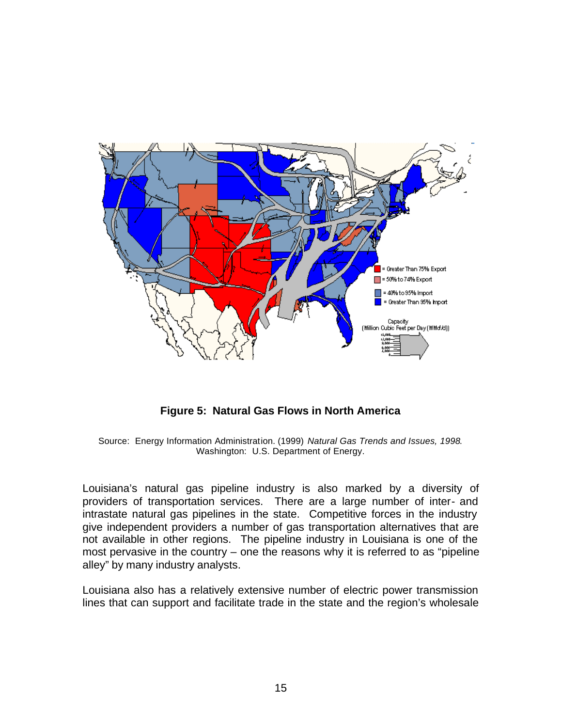**Figure 5: Natural Gas Flows in North America**

Source: Energy Information Administration. (1999) *Natural Gas Trends and Issues, 1998*. Washington: U.S. Department of Energy.

Louisiana's natural gas pipeline industry is also marked by a diversity of providers of transportation services. There are a large number of inter- and intrastate natural gas pipelines in the state. Competitive forces in the industry give independent providers a number of gas transportation alternatives that are not available in other regions. The pipeline industry in Louisiana is one of the most pervasive in the country – one the reasons why it is referred to as "pipeline alley" by many industry analysts.

Louisiana also has a relatively extensive number of electric power transmission lines that can support and facilitate trade in the state and the region's wholesale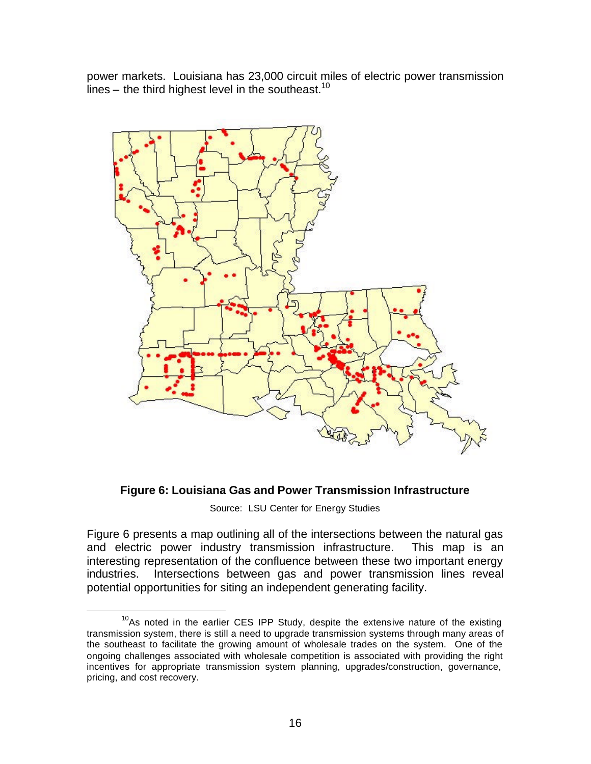power markets. Louisiana has 23,000 circuit miles of electric power transmission lines – the third highest level in the southeast.[10]

**Figure 6: Louisiana Gas and Power Transmission Infrastructure**

Source: LSU Center for Energy Studies

Figure 6 presents a map outlining all of the intersections between the natural gas and electric power industry transmission infrastructure. This map is an interesting representation of the confluence between these two important energy industries. Intersections between gas and power transmission lines reveal potential opportunities for siting an independent generating facility.

[10] As noted in the earlier CES IPP Study, despite the extensive nature of the existing transmission system, there is still a need to upgrade transmission systems through many areas of the southeast to facilitate the growing amount of wholesale trades on the system. One of the ongoing challenges associated with wholesale competition is associated with providing the right incentives for appropriate transmission system planning, upgrades/construction, governance, pricing, and cost recovery.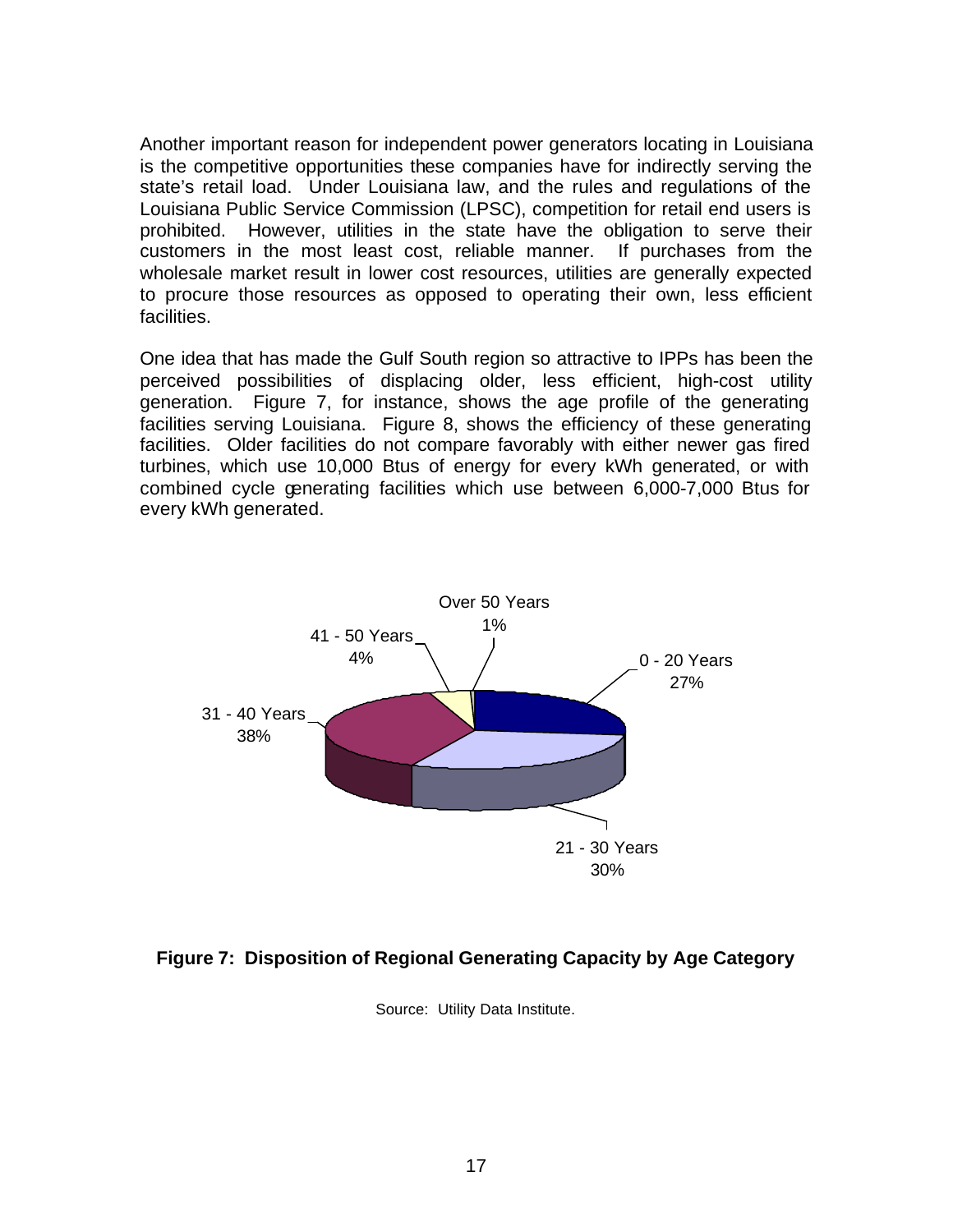Another important reason for independent power generators locating in Louisiana is the competitive opportunities these companies have for indirectly serving the state's retail load. Under Louisiana law, and the rules and regulations of the Louisiana Public Service Commission (LPSC), competition for retail end users is prohibited. However, utilities in the state have the obligation to serve their customers in the most least cost, reliable manner. If purchases from the wholesale market result in lower cost resources, utilities are generally expected to procure those resources as opposed to operating their own, less efficient facilities.

One idea that has made the Gulf South region so attractive to IPPs has been the perceived possibilities of displacing older, less efficient, high-cost utility generation. Figure 7, for instance, shows the age profile of the generating facilities serving Louisiana. Figure 8, shows the efficiency of these generating facilities. Older facilities do not compare favorably with either newer gas fired turbines, which use 10,000 Btus of energy for every kWh generated, or with combined cycle generating facilities which use between 6,000-7,000 Btus for every kWh generated.

Over 50 Years 1%

41 - 50 Years 4%

0 - 20 Years 27%

31 - 40 Years 38%

21 - 30 Years 30%

**Figure 7: Disposition of Regional Generating Capacity by Age Category**

Source: Utility Data Institute.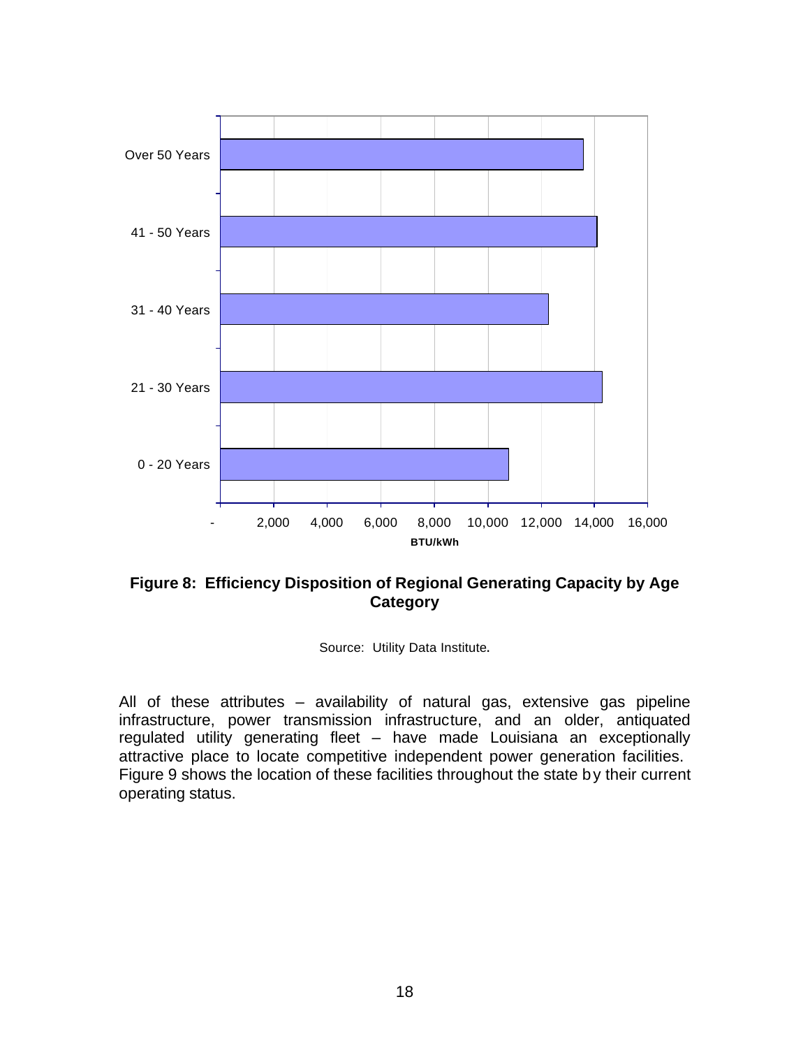**Figure 8: Efficiency Disposition of Regional Generating Capacity by Age Category**

Source: Utility Data Institute.

All of these attributes – availability of natural gas, extensive gas pipeline infrastructure, power transmission infrastructure, and an older, antiquated regulated utility generating fleet – have made Louisiana an exceptionally attractive place to locate competitive independent power generation facilities. Figure 9 shows the location of these facilities throughout the state by their current operating status.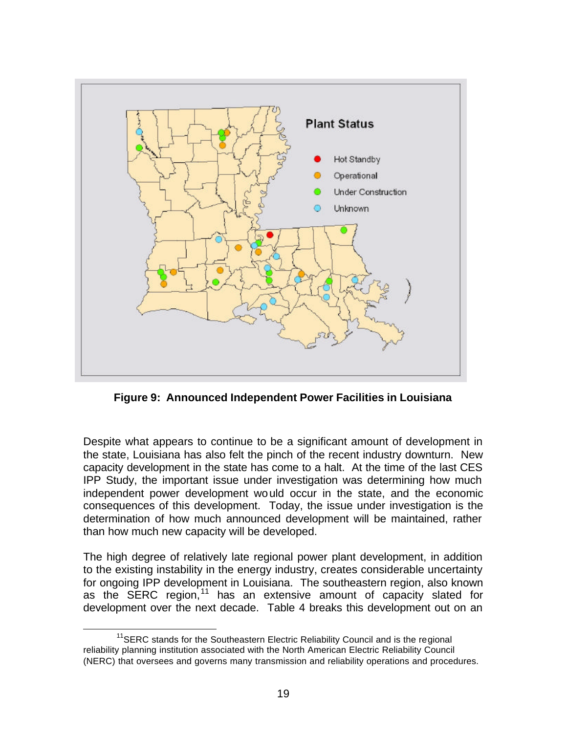**Figure 9: Announced Independent Power Facilities in Louisiana**

Despite what appears to continue to be a significant amount of development in the state, Louisiana has also felt the pinch of the recent industry downturn. New capacity development in the state has come to a halt. At the time of the last CES IPP Study, the important issue under investigation was determining how much independent power development would occur in the state, and the economic consequences of this development. Today, the issue under investigation is the determination of how much announced development will be maintained, rather than how much new capacity will be developed.

The high degree of relatively late regional power plant development, in addition to the existing instability in the energy industry, creates considerable uncertainty for ongoing IPP development in Louisiana. The southeastern region, also known as the SERC region,[11] has an extensive amount of capacity slated for development over the next decade. Table 4 breaks this development out on an

[11] SERC stands for the Southeastern Electric Reliability Council and is the regional reliability planning institution associated with the North American Electric Reliability Council (NERC) that oversees and governs many transmission and reliability operations and procedures.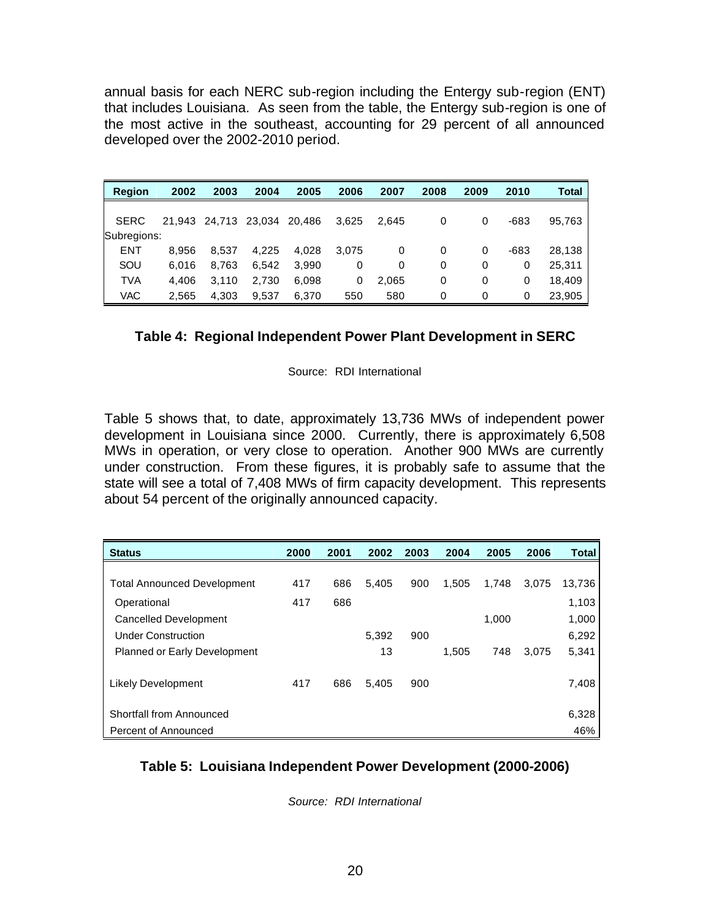annual basis for each NERC sub-region including the Entergy sub-region (ENT) that includes Louisiana. As seen from the table, the Entergy sub-region is one of the most active in the southeast, accounting for 29 percent of all announced developed over the 2002-2010 period.

| Region | 2002 | 2003 | 2004 | 2005 | 2006 | 2007 | 2008 | 2009 | 2010 | Total |
|---|---|---|---|---|---|---|---|---|---|---|
| SERC | 21,943 | 24,713 | 23,034 | 20,486 | 3,625 | 2,645 | 0 | 0 | -683 | 95,763 |
| Subregions: | | | | | | | | | | |
| ENT | 8,956 | 8,537 | 4,225 | 4,028 | 3,075 | 0 | 0 | 0 | -683 | 28,138 |
| SOU | 6,016 | 8,763 | 6,542 | 3,990 | 0 | 0 | 0 | 0 | 0 | 25,311 |
| TVA | 4,406 | 3,110 | 2,730 | 6,098 | 0 | 2,065 | 0 | 0 | 0 | 18,409 |
| VAC | 2,565 | 4,303 | 9,537 | 6,370 | 550 | 580 | 0 | 0 | 0 | 23,905 |

**Table 4: Regional Independent Power Plant Development in SERC**

Source: RDI International

Table 5 shows that, to date, approximately 13,736 MWs of independent power development in Louisiana since 2000. Currently, there is approximately 6,508 MWs in operation, or very close to operation. Another 900 MWs are currently under construction. From these figures, it is probably safe to assume that the state will see a total of 7,408 MWs of firm capacity development. This represents about 54 percent of the originally announced capacity.

| Status | 2000 | 2001 | 2002 | 2003 | 2004 | 2005 | 2006 | Total |
|---|---|---|---|---|---|---|---|---|
| Total Announced Development | 417 | 686 | 5,405 | 900 | 1,505 | 1,748 | 3,075 | 13,736 |
| Operational | 417 | 686 | | | | | | 1,103 |
| Cancelled Development | | | | | | 1,000 | | 1,000 |
| Under Construction | | | 5,392 | 900 | | | | 6,292 |
| Planned or Early Development | | | 13 | | 1,505 | 748 | 3,075 | 5,341 |
| Likely Development | 417 | 686 | 5,405 | 900 | | | | 7,408 |
| Shortfall from Announced | | | | | | | | 6,328 |
| Percent of Announced | | | | | | | | 46% |

**Table 5: Louisiana Independent Power Development (2000-2006)**

*Source: RDI International*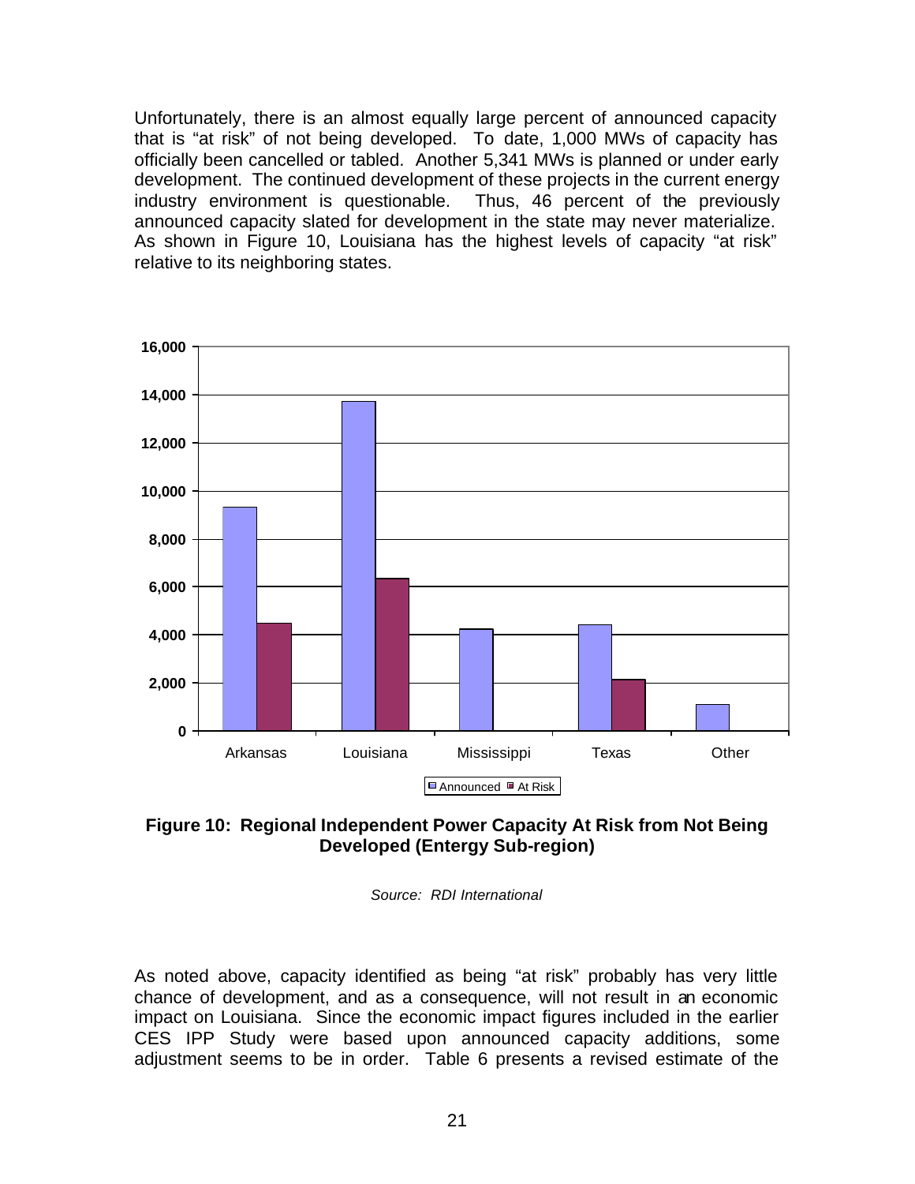Unfortunately, there is an almost equally large percent of announced capacity that is "at risk" of not being developed. To date, 1,000 MWs of capacity has officially been cancelled or tabled. Another 5,341 MWs is planned or under early development. The continued development of these projects in the current energy industry environment is questionable. Thus, 46 percent of the previously announced capacity slated for development in the state may never materialize. As shown in Figure 10, Louisiana has the highest levels of capacity "at risk" relative to its neighboring states.

**Figure 10: Regional Independent Power Capacity At Risk from Not Being Developed (Entergy Sub-region)**

*Source: RDI International*

As noted above, capacity identified as being "at risk" probably has very little chance of development, and as a consequence, will not result in an economic impact on Louisiana. Since the economic impact figures included in the earlier CES IPP Study were based upon announced capacity additions, some adjustment seems to be in order. Table 6 presents a revised estimate of the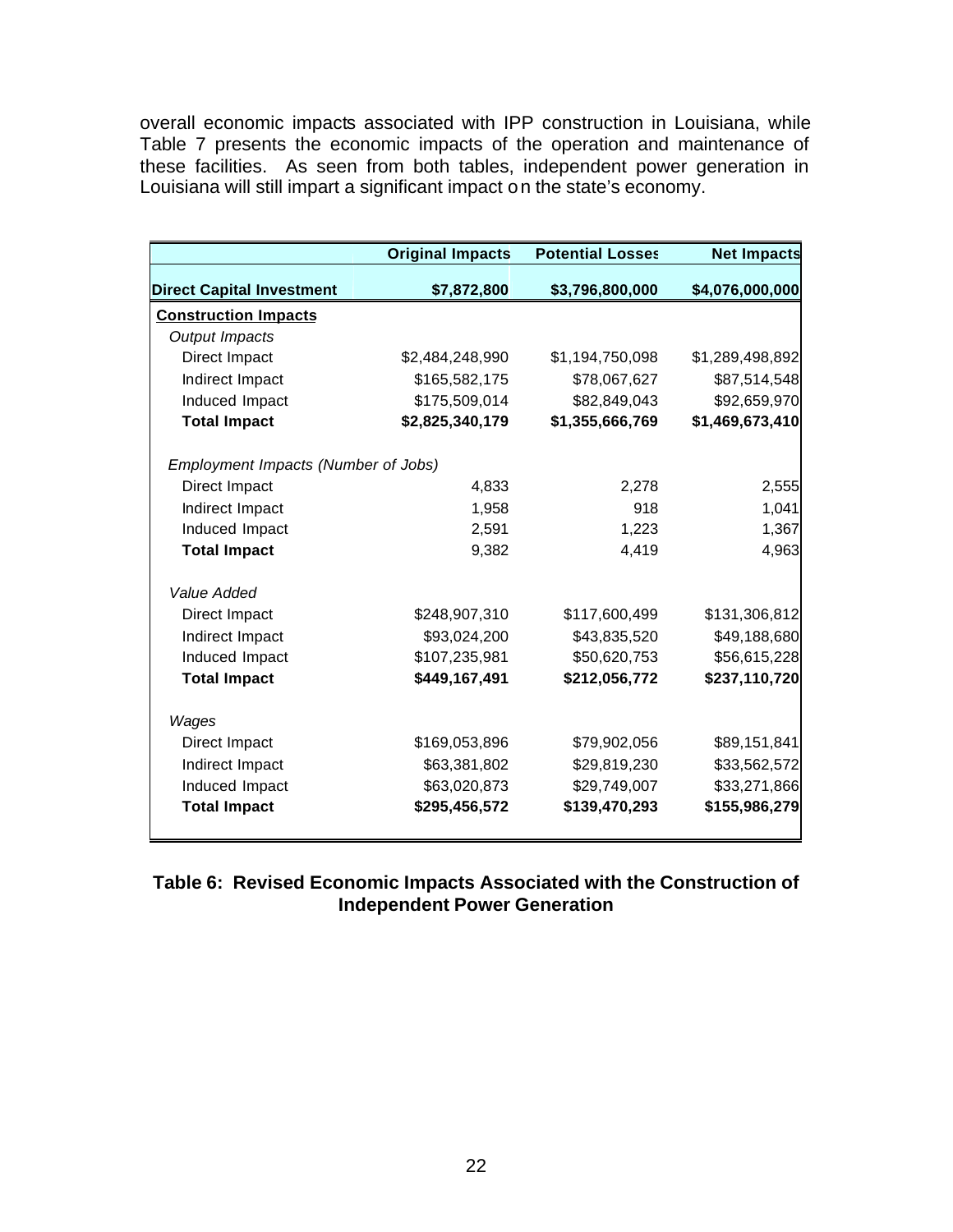overall economic impacts associated with IPP construction in Louisiana, while Table 7 presents the economic impacts of the operation and maintenance of these facilities. As seen from both tables, independent power generation in Louisiana will still impart a significant impact on the state's economy.

| | Original Impacts | Potential Losses | Net Impacts |
|---|---|---|---|
| **Direct Capital Investment** | **$7,872,800** | **$3,796,800,000** | **$4,076,000,000** |
| **Construction Impacts** | | | |
| *Output Impacts* | | | |
| Direct Impact | $2,484,248,990 | $1,194,750,098 | $1,289,498,892 |
| Indirect Impact | $165,582,175 | $78,067,627 | $87,514,548 |
| Induced Impact | $175,509,014 | $82,849,043 | $92,659,970 |
| **Total Impact** | **$2,825,340,179** | **$1,355,666,769** | **$1,469,673,410** |
| *Employment Impacts (Number of Jobs)* | | | |
| Direct Impact | 4,833 | 2,278 | 2,555 |
| Indirect Impact | 1,958 | 918 | 1,041 |
| Induced Impact | 2,591 | 1,223 | 1,367 |
| **Total Impact** | 9,382 | 4,419 | 4,963 |
| *Value Added* | | | |
| Direct Impact | $248,907,310 | $117,600,499 | $131,306,812 |
| Indirect Impact | $93,024,200 | $43,835,520 | $49,188,680 |
| Induced Impact | $107,235,981 | $50,620,753 | $56,615,228 |
| **Total Impact** | **$449,167,491** | **$212,056,772** | **$237,110,720** |
| *Wages* | | | |
| Direct Impact | $169,053,896 | $79,902,056 | $89,151,841 |
| Indirect Impact | $63,381,802 | $29,819,230 | $33,562,572 |
| Induced Impact | $63,020,873 | $29,749,007 | $33,271,866 |
| **Total Impact** | **$295,456,572** | **$139,470,293** | **$155,986,279** |

**Table 6: Revised Economic Impacts Associated with the Construction of Independent Power Generation**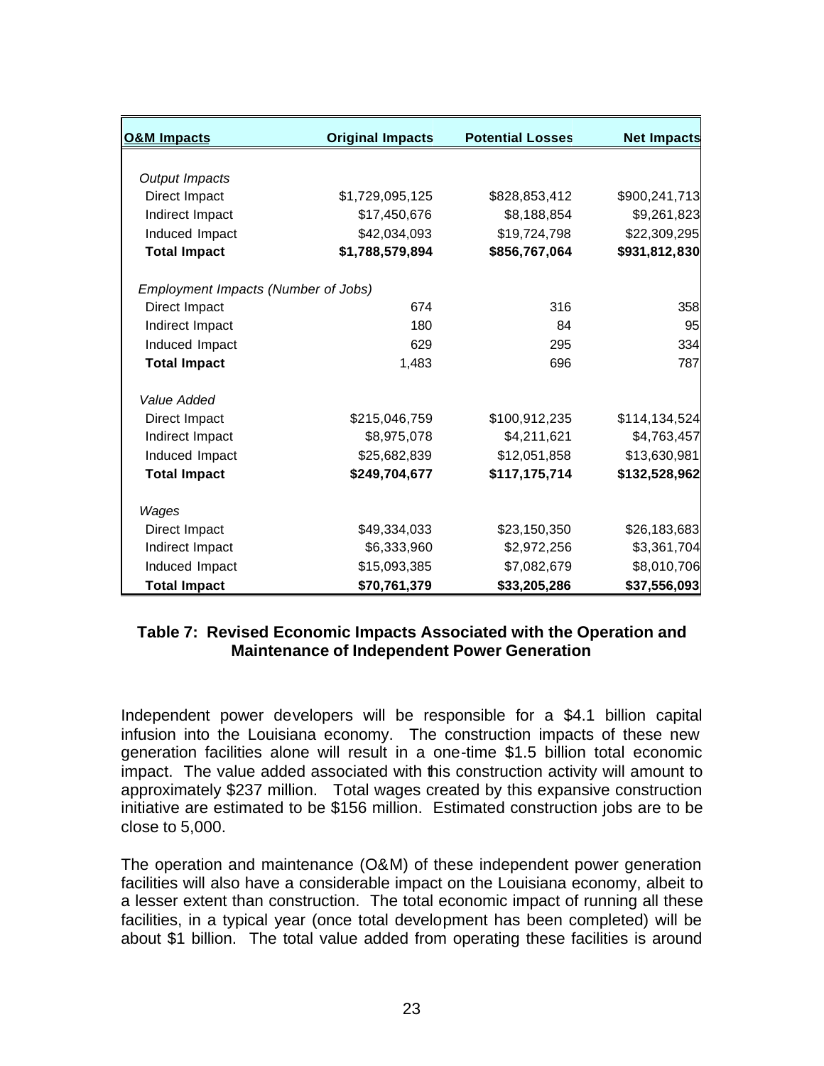| O&M Impacts | Original Impacts | Potential Losses | Net Impacts |
|---|---|---|---|
| *Output Impacts* | | | |
| Direct Impact | $1,729,095,125 | $828,853,412 | $900,241,713 |
| Indirect Impact | $17,450,676 | $8,188,854 | $9,261,823 |
| Induced Impact | $42,034,093 | $19,724,798 | $22,309,295 |
| **Total Impact** | **$1,788,579,894** | **$856,767,064** | **$931,812,830** |
| *Employment Impacts (Number of Jobs)* | | | |
| Direct Impact | 674 | 316 | 358 |
| Indirect Impact | 180 | 84 | 95 |
| Induced Impact | 629 | 295 | 334 |
| **Total Impact** | 1,483 | 696 | 787 |
| *Value Added* | | | |
| Direct Impact | $215,046,759 | $100,912,235 | $114,134,524 |
| Indirect Impact | $8,975,078 | $4,211,621 | $4,763,457 |
| Induced Impact | $25,682,839 | $12,051,858 | $13,630,981 |
| **Total Impact** | **$249,704,677** | **$117,175,714** | **$132,528,962** |
| *Wages* | | | |
| Direct Impact | $49,334,033 | $23,150,350 | $26,183,683 |
| Indirect Impact | $6,333,960 | $2,972,256 | $3,361,704 |
| Induced Impact | $15,093,385 | $7,082,679 | $8,010,706 |
| **Total Impact** | **$70,761,379** | **$33,205,286** | **$37,556,093** |

**Table 7: Revised Economic Impacts Associated with the Operation and Maintenance of Independent Power Generation**

Independent power developers will be responsible for a $4.1 billion capital infusion into the Louisiana economy. The construction impacts of these new generation facilities alone will result in a one-time $1.5 billion total economic impact. The value added associated with this construction activity will amount to approximately $237 million. Total wages created by this expansive construction initiative are estimated to be $156 million. Estimated construction jobs are to be close to 5,000.

The operation and maintenance (O&M) of these independent power generation facilities will also have a considerable impact on the Louisiana economy, albeit to a lesser extent than construction. The total economic impact of running all these facilities, in a typical year (once total development has been completed) will be about $1 billion. The total value added from operating these facilities is around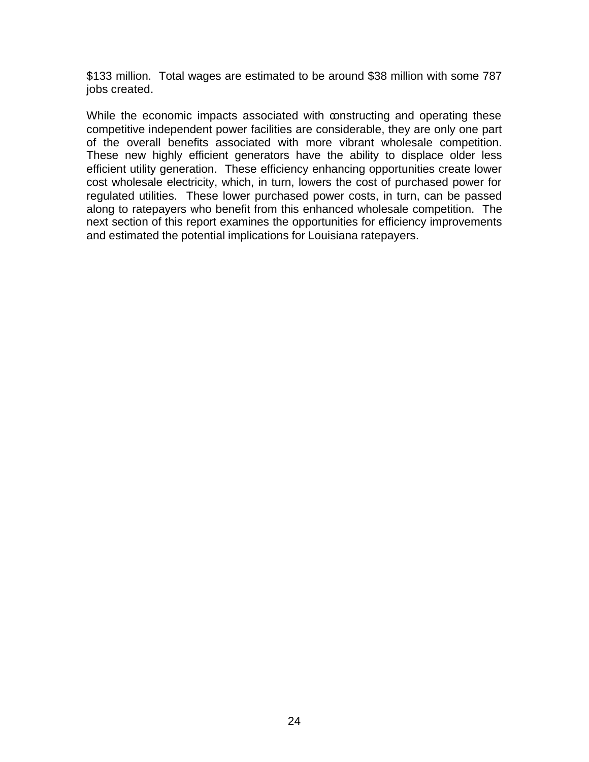$133 million. Total wages are estimated to be around $38 million with some 787 jobs created.

While the economic impacts associated with constructing and operating these competitive independent power facilities are considerable, they are only one part of the overall benefits associated with more vibrant wholesale competition. These new highly efficient generators have the ability to displace older less efficient utility generation. These efficiency enhancing opportunities create lower cost wholesale electricity, which, in turn, lowers the cost of purchased power for regulated utilities. These lower purchased power costs, in turn, can be passed along to ratepayers who benefit from this enhanced wholesale competition. The next section of this report examines the opportunities for efficiency improvements and estimated the potential implications for Louisiana ratepayers.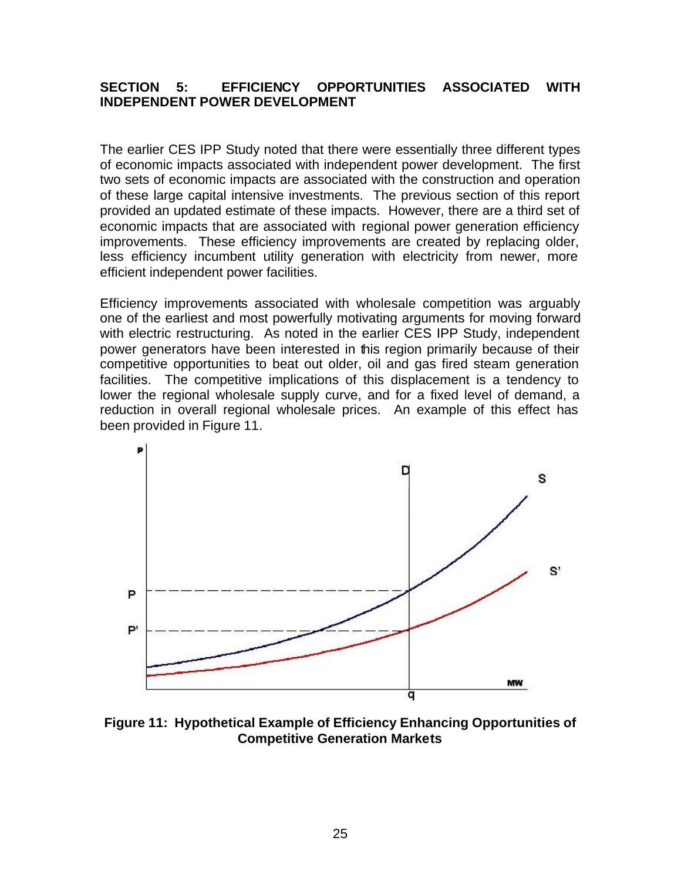## SECTION 5: EFFICIENCY OPPORTUNITIES ASSOCIATED WITH INDEPENDENT POWER DEVELOPMENT

The earlier CES IPP Study noted that there were essentially three different types of economic impacts associated with independent power development. The first two sets of economic impacts are associated with the construction and operation of these large capital intensive investments. The previous section of this report provided an updated estimate of these impacts. However, there are a third set of economic impacts that are associated with regional power generation efficiency improvements. These efficiency improvements are created by replacing older, less efficiency incumbent utility generation with electricity from newer, more efficient independent power facilities.

Efficiency improvements associated with wholesale competition was arguably one of the earliest and most powerfully motivating arguments for moving forward with electric restructuring. As noted in the earlier CES IPP Study, independent power generators have been interested in this region primarily because of their competitive opportunities to beat out older, oil and gas fired steam generation facilities. The competitive implications of this displacement is a tendency to lower the regional wholesale supply curve, and for a fixed level of demand, a reduction in overall regional wholesale prices. An example of this effect has been provided in Figure 11.

**Figure 11: Hypothetical Example of Efficiency Enhancing Opportunities of Competitive Generation Markets**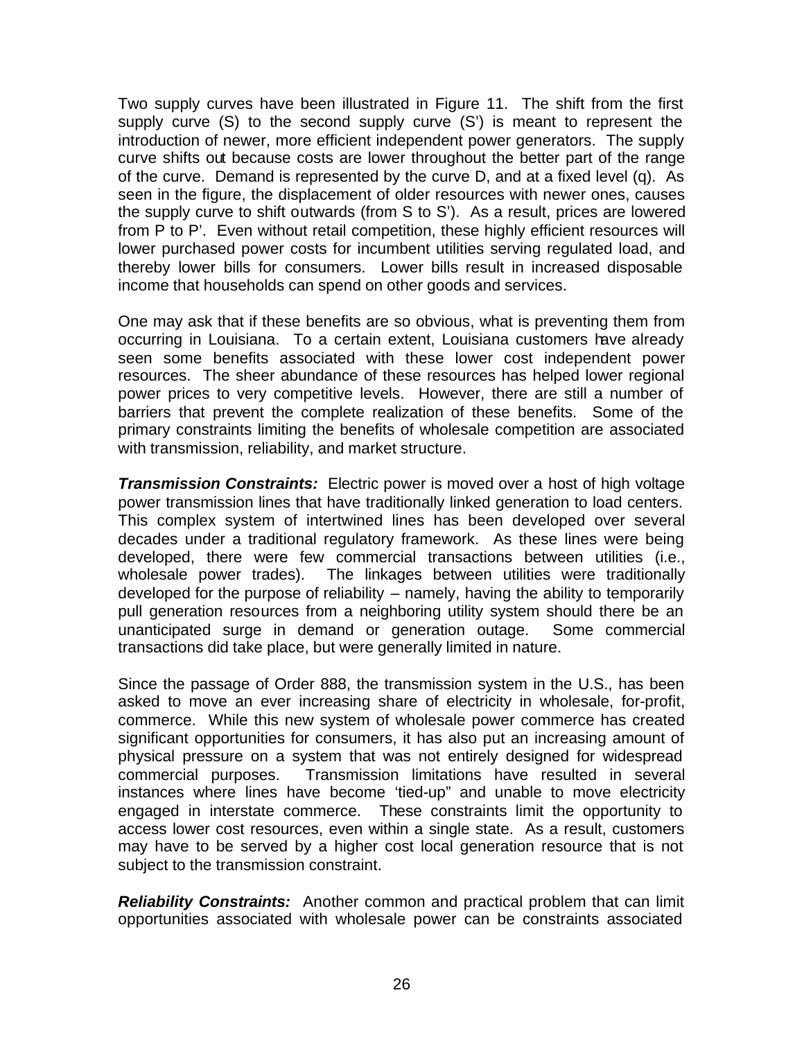Two supply curves have been illustrated in Figure 11. The shift from the first supply curve (S) to the second supply curve (S') is meant to represent the introduction of newer, more efficient independent power generators. The supply curve shifts out because costs are lower throughout the better part of the range of the curve. Demand is represented by the curve D, and at a fixed level (q). As seen in the figure, the displacement of older resources with newer ones, causes the supply curve to shift outwards (from S to S'). As a result, prices are lowered from P to P'. Even without retail competition, these highly efficient resources will lower purchased power costs for incumbent utilities serving regulated load, and thereby lower bills for consumers. Lower bills result in increased disposable income that households can spend on other goods and services.

One may ask that if these benefits are so obvious, what is preventing them from occurring in Louisiana. To a certain extent, Louisiana customers have already seen some benefits associated with these lower cost independent power resources. The sheer abundance of these resources has helped lower regional power prices to very competitive levels. However, there are still a number of barriers that prevent the complete realization of these benefits. Some of the primary constraints limiting the benefits of wholesale competition are associated with transmission, reliability, and market structure.

***Transmission Constraints:*** Electric power is moved over a host of high voltage power transmission lines that have traditionally linked generation to load centers. This complex system of intertwined lines has been developed over several decades under a traditional regulatory framework. As these lines were being developed, there were few commercial transactions between utilities (i.e., wholesale power trades). The linkages between utilities were traditionally developed for the purpose of reliability – namely, having the ability to temporarily pull generation resources from a neighboring utility system should there be an unanticipated surge in demand or generation outage. Some commercial transactions did take place, but were generally limited in nature.

Since the passage of Order 888, the transmission system in the U.S., has been asked to move an ever increasing share of electricity in wholesale, for-profit, commerce. While this new system of wholesale power commerce has created significant opportunities for consumers, it has also put an increasing amount of physical pressure on a system that was not entirely designed for widespread commercial purposes. Transmission limitations have resulted in several instances where lines have become 'tied-up" and unable to move electricity engaged in interstate commerce. These constraints limit the opportunity to access lower cost resources, even within a single state. As a result, customers may have to be served by a higher cost local generation resource that is not subject to the transmission constraint.

***Reliability Constraints:*** Another common and practical problem that can limit opportunities associated with wholesale power can be constraints associated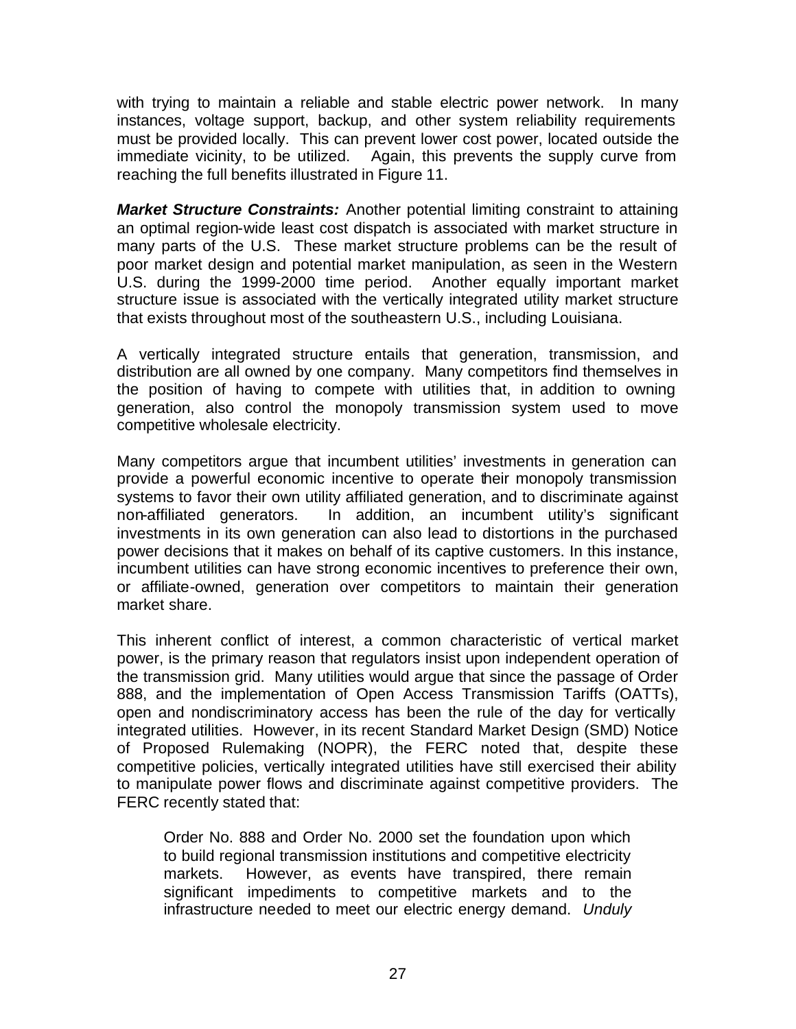with trying to maintain a reliable and stable electric power network. In many instances, voltage support, backup, and other system reliability requirements must be provided locally. This can prevent lower cost power, located outside the immediate vicinity, to be utilized. Again, this prevents the supply curve from reaching the full benefits illustrated in Figure 11.

***Market Structure Constraints:*** Another potential limiting constraint to attaining an optimal region-wide least cost dispatch is associated with market structure in many parts of the U.S. These market structure problems can be the result of poor market design and potential market manipulation, as seen in the Western U.S. during the 1999-2000 time period. Another equally important market structure issue is associated with the vertically integrated utility market structure that exists throughout most of the southeastern U.S., including Louisiana.

A vertically integrated structure entails that generation, transmission, and distribution are all owned by one company. Many competitors find themselves in the position of having to compete with utilities that, in addition to owning generation, also control the monopoly transmission system used to move competitive wholesale electricity.

Many competitors argue that incumbent utilities' investments in generation can provide a powerful economic incentive to operate their monopoly transmission systems to favor their own utility affiliated generation, and to discriminate against non-affiliated generators. In addition, an incumbent utility's significant investments in its own generation can also lead to distortions in the purchased power decisions that it makes on behalf of its captive customers. In this instance, incumbent utilities can have strong economic incentives to preference their own, or affiliate-owned, generation over competitors to maintain their generation market share.

This inherent conflict of interest, a common characteristic of vertical market power, is the primary reason that regulators insist upon independent operation of the transmission grid. Many utilities would argue that since the passage of Order 888, and the implementation of Open Access Transmission Tariffs (OATTs), open and nondiscriminatory access has been the rule of the day for vertically integrated utilities. However, in its recent Standard Market Design (SMD) Notice of Proposed Rulemaking (NOPR), the FERC noted that, despite these competitive policies, vertically integrated utilities have still exercised their ability to manipulate power flows and discriminate against competitive providers. The FERC recently stated that:

> Order No. 888 and Order No. 2000 set the foundation upon which to build regional transmission institutions and competitive electricity markets. However, as events have transpired, there remain significant impediments to competitive markets and to the infrastructure needed to meet our electric energy demand. *Unduly*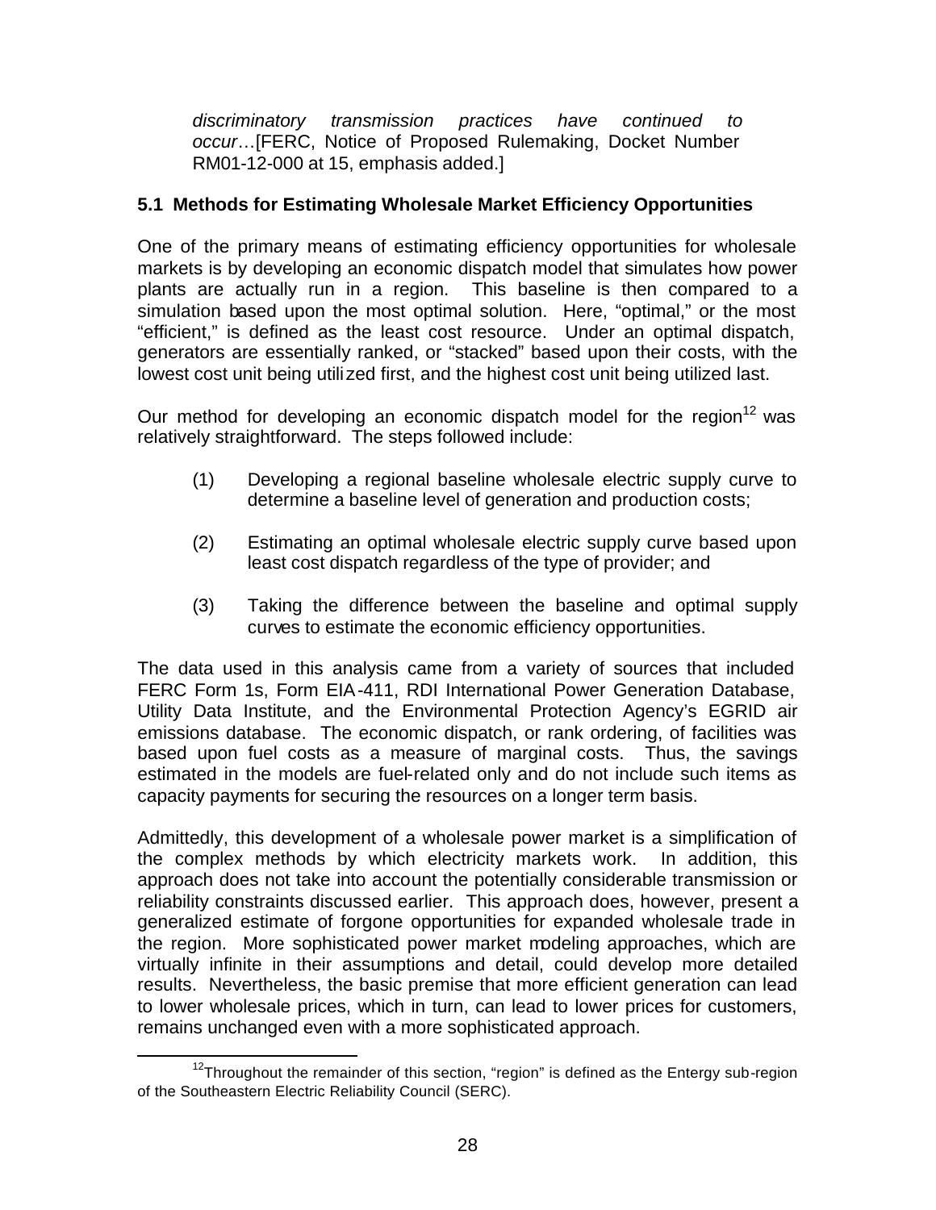> *discriminatory transmission practices have continued to occur*…[FERC, Notice of Proposed Rulemaking, Docket Number RM01-12-000 at 15, emphasis added.]

### 5.1 Methods for Estimating Wholesale Market Efficiency Opportunities

One of the primary means of estimating efficiency opportunities for wholesale markets is by developing an economic dispatch model that simulates how power plants are actually run in a region. This baseline is then compared to a simulation based upon the most optimal solution. Here, "optimal," or the most "efficient," is defined as the least cost resource. Under an optimal dispatch, generators are essentially ranked, or "stacked" based upon their costs, with the lowest cost unit being utilized first, and the highest cost unit being utilized last.

Our method for developing an economic dispatch model for the region[12] was relatively straightforward. The steps followed include:

(1) Developing a regional baseline wholesale electric supply curve to determine a baseline level of generation and production costs;

(2) Estimating an optimal wholesale electric supply curve based upon least cost dispatch regardless of the type of provider; and

(3) Taking the difference between the baseline and optimal supply curves to estimate the economic efficiency opportunities.

The data used in this analysis came from a variety of sources that included FERC Form 1s, Form EIA-411, RDI International Power Generation Database, Utility Data Institute, and the Environmental Protection Agency's EGRID air emissions database. The economic dispatch, or rank ordering, of facilities was based upon fuel costs as a measure of marginal costs. Thus, the savings estimated in the models are fuel-related only and do not include such items as capacity payments for securing the resources on a longer term basis.

Admittedly, this development of a wholesale power market is a simplification of the complex methods by which electricity markets work. In addition, this approach does not take into account the potentially considerable transmission or reliability constraints discussed earlier. This approach does, however, present a generalized estimate of forgone opportunities for expanded wholesale trade in the region. More sophisticated power market modeling approaches, which are virtually infinite in their assumptions and detail, could develop more detailed results. Nevertheless, the basic premise that more efficient generation can lead to lower wholesale prices, which in turn, can lead to lower prices for customers, remains unchanged even with a more sophisticated approach.

---

[12] Throughout the remainder of this section, "region" is defined as the Entergy sub-region of the Southeastern Electric Reliability Council (SERC).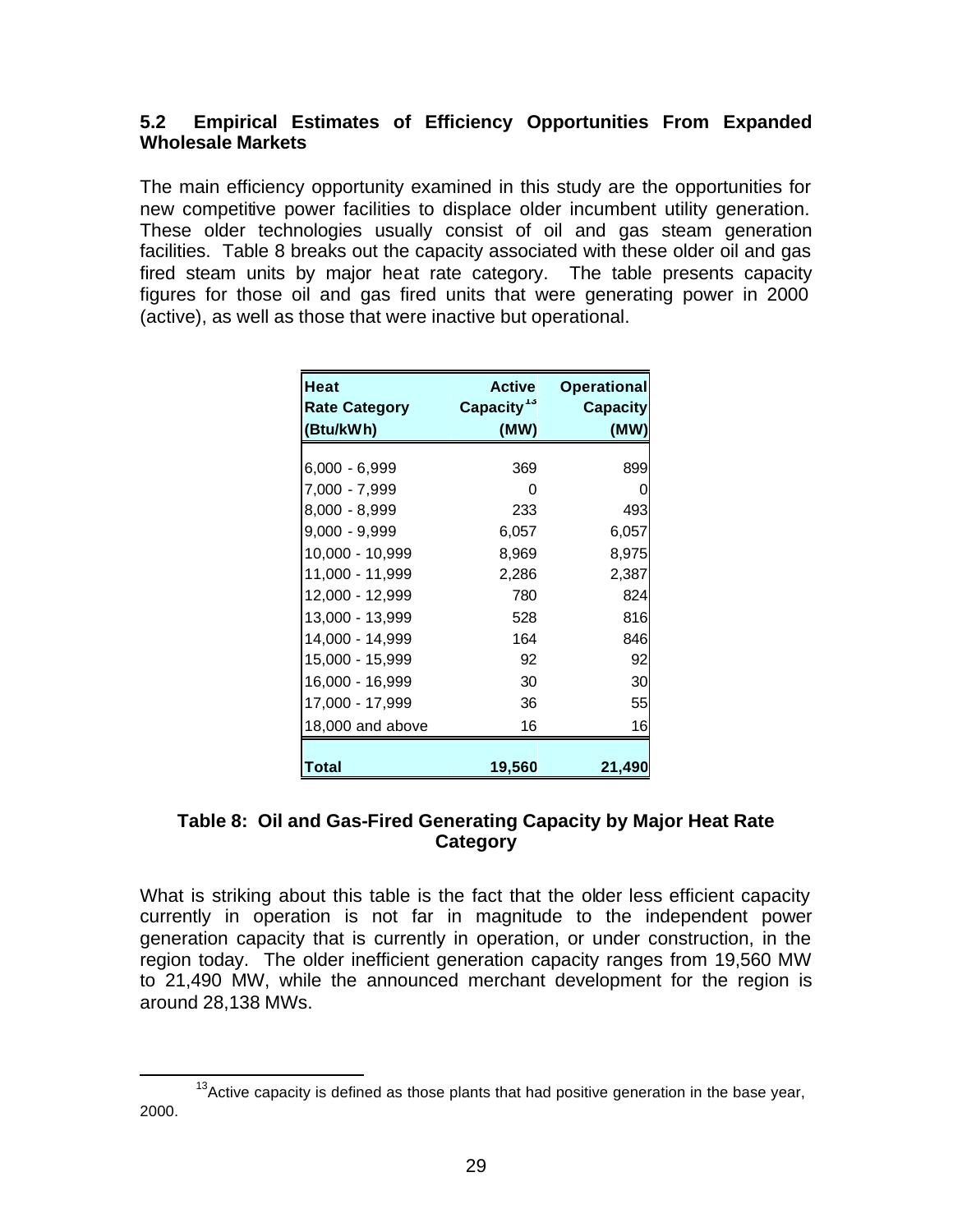### 5.2 Empirical Estimates of Efficiency Opportunities From Expanded Wholesale Markets

The main efficiency opportunity examined in this study are the opportunities for new competitive power facilities to displace older incumbent utility generation. These older technologies usually consist of oil and gas steam generation facilities. Table 8 breaks out the capacity associated with these older oil and gas fired steam units by major heat rate category. The table presents capacity figures for those oil and gas fired units that were generating power in 2000 (active), as well as those that were inactive but operational.

| Heat Rate Category (Btu/kWh) | Active Capacity[13] (MW) | Operational Capacity (MW) |
|---|---|---|
| 6,000 - 6,999 | 369 | 899 |
| 7,000 - 7,999 | 0 | 0 |
| 8,000 - 8,999 | 233 | 493 |
| 9,000 - 9,999 | 6,057 | 6,057 |
| 10,000 - 10,999 | 8,969 | 8,975 |
| 11,000 - 11,999 | 2,286 | 2,387 |
| 12,000 - 12,999 | 780 | 824 |
| 13,000 - 13,999 | 528 | 816 |
| 14,000 - 14,999 | 164 | 846 |
| 15,000 - 15,999 | 92 | 92 |
| 16,000 - 16,999 | 30 | 30 |
| 17,000 - 17,999 | 36 | 55 |
| 18,000 and above | 16 | 16 |
| **Total** | **19,560** | **21,490** |

**Table 8: Oil and Gas-Fired Generating Capacity by Major Heat Rate Category**

What is striking about this table is the fact that the older less efficient capacity currently in operation is not far in magnitude to the independent power generation capacity that is currently in operation, or under construction, in the region today. The older inefficient generation capacity ranges from 19,560 MW to 21,490 MW, while the announced merchant development for the region is around 28,138 MWs.

[13] Active capacity is defined as those plants that had positive generation in the base year, 2000.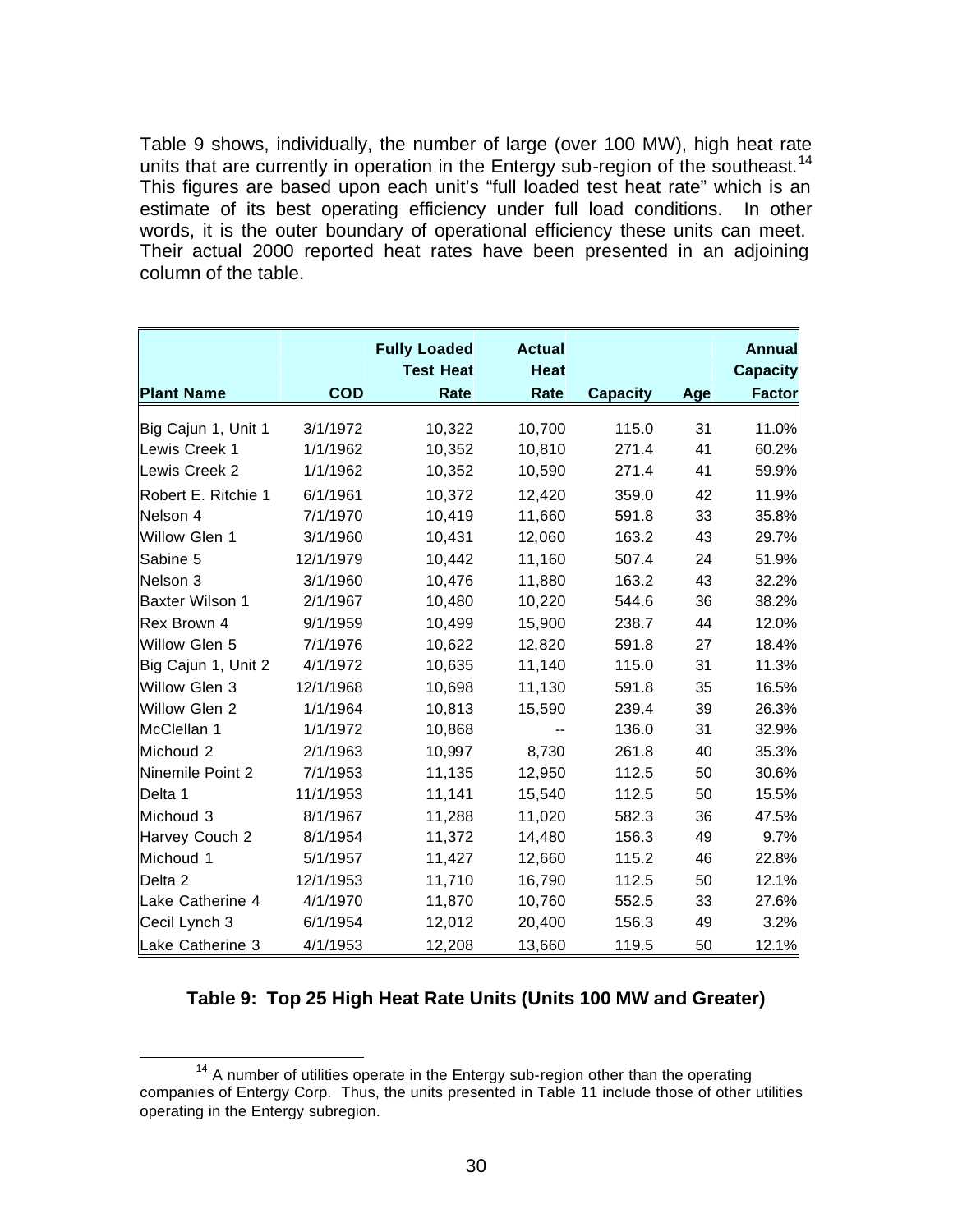Table 9 shows, individually, the number of large (over 100 MW), high heat rate units that are currently in operation in the Entergy sub-region of the southeast.[14] This figures are based upon each unit's "full loaded test heat rate" which is an estimate of its best operating efficiency under full load conditions. In other words, it is the outer boundary of operational efficiency these units can meet. Their actual 2000 reported heat rates have been presented in an adjoining column of the table.

| Plant Name | COD | Fully Loaded Test Heat Rate | Actual Heat Rate | Capacity | Age | Annual Capacity Factor |
|---|---|---|---|---|---|---|
| Big Cajun 1, Unit 1 | 3/1/1972 | 10,322 | 10,700 | 115.0 | 31 | 11.0% |
| Lewis Creek 1 | 1/1/1962 | 10,352 | 10,810 | 271.4 | 41 | 60.2% |
| Lewis Creek 2 | 1/1/1962 | 10,352 | 10,590 | 271.4 | 41 | 59.9% |
| Robert E. Ritchie 1 | 6/1/1961 | 10,372 | 12,420 | 359.0 | 42 | 11.9% |
| Nelson 4 | 7/1/1970 | 10,419 | 11,660 | 591.8 | 33 | 35.8% |
| Willow Glen 1 | 3/1/1960 | 10,431 | 12,060 | 163.2 | 43 | 29.7% |
| Sabine 5 | 12/1/1979 | 10,442 | 11,160 | 507.4 | 24 | 51.9% |
| Nelson 3 | 3/1/1960 | 10,476 | 11,880 | 163.2 | 43 | 32.2% |
| Baxter Wilson 1 | 2/1/1967 | 10,480 | 10,220 | 544.6 | 36 | 38.2% |
| Rex Brown 4 | 9/1/1959 | 10,499 | 15,900 | 238.7 | 44 | 12.0% |
| Willow Glen 5 | 7/1/1976 | 10,622 | 12,820 | 591.8 | 27 | 18.4% |
| Big Cajun 1, Unit 2 | 4/1/1972 | 10,635 | 11,140 | 115.0 | 31 | 11.3% |
| Willow Glen 3 | 12/1/1968 | 10,698 | 11,130 | 591.8 | 35 | 16.5% |
| Willow Glen 2 | 1/1/1964 | 10,813 | 15,590 | 239.4 | 39 | 26.3% |
| McClellan 1 | 1/1/1972 | 10,868 | -- | 136.0 | 31 | 32.9% |
| Michoud 2 | 2/1/1963 | 10,997 | 8,730 | 261.8 | 40 | 35.3% |
| Ninemile Point 2 | 7/1/1953 | 11,135 | 12,950 | 112.5 | 50 | 30.6% |
| Delta 1 | 11/1/1953 | 11,141 | 15,540 | 112.5 | 50 | 15.5% |
| Michoud 3 | 8/1/1967 | 11,288 | 11,020 | 582.3 | 36 | 47.5% |
| Harvey Couch 2 | 8/1/1954 | 11,372 | 14,480 | 156.3 | 49 | 9.7% |
| Michoud 1 | 5/1/1957 | 11,427 | 12,660 | 115.2 | 46 | 22.8% |
| Delta 2 | 12/1/1953 | 11,710 | 16,790 | 112.5 | 50 | 12.1% |
| Lake Catherine 4 | 4/1/1970 | 11,870 | 10,760 | 552.5 | 33 | 27.6% |
| Cecil Lynch 3 | 6/1/1954 | 12,012 | 20,400 | 156.3 | 49 | 3.2% |
| Lake Catherine 3 | 4/1/1953 | 12,208 | 13,660 | 119.5 | 50 | 12.1% |

**Table 9: Top 25 High Heat Rate Units (Units 100 MW and Greater)**

[14] A number of utilities operate in the Entergy sub-region other than the operating companies of Entergy Corp. Thus, the units presented in Table 11 include those of other utilities operating in the Entergy subregion.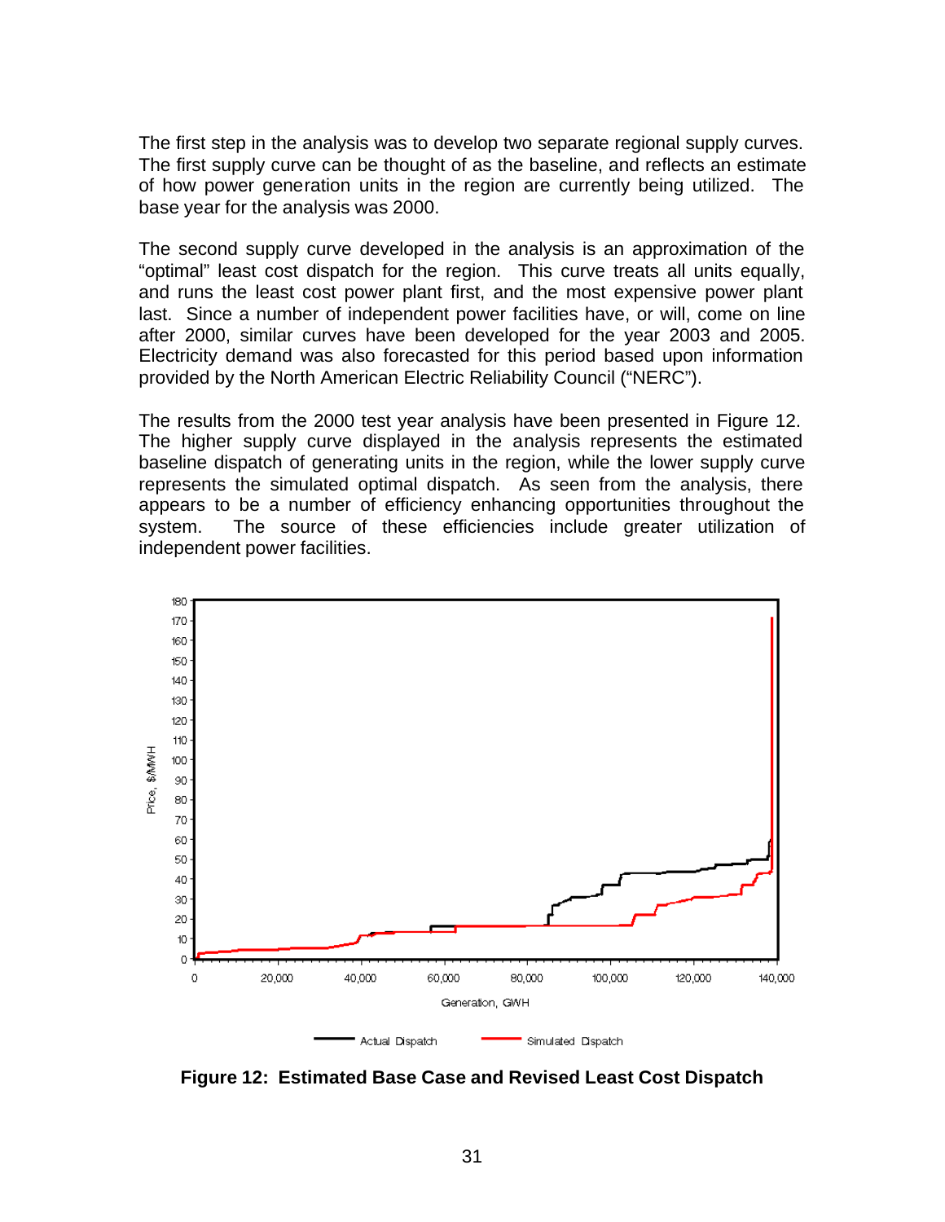The first step in the analysis was to develop two separate regional supply curves. The first supply curve can be thought of as the baseline, and reflects an estimate of how power generation units in the region are currently being utilized. The base year for the analysis was 2000.

The second supply curve developed in the analysis is an approximation of the "optimal" least cost dispatch for the region. This curve treats all units equally, and runs the least cost power plant first, and the most expensive power plant last. Since a number of independent power facilities have, or will, come on line after 2000, similar curves have been developed for the year 2003 and 2005. Electricity demand was also forecasted for this period based upon information provided by the North American Electric Reliability Council ("NERC").

The results from the 2000 test year analysis have been presented in Figure 12. The higher supply curve displayed in the analysis represents the estimated baseline dispatch of generating units in the region, while the lower supply curve represents the simulated optimal dispatch. As seen from the analysis, there appears to be a number of efficiency enhancing opportunities throughout the system. The source of these efficiencies include greater utilization of independent power facilities.

**Figure 12: Estimated Base Case and Revised Least Cost Dispatch**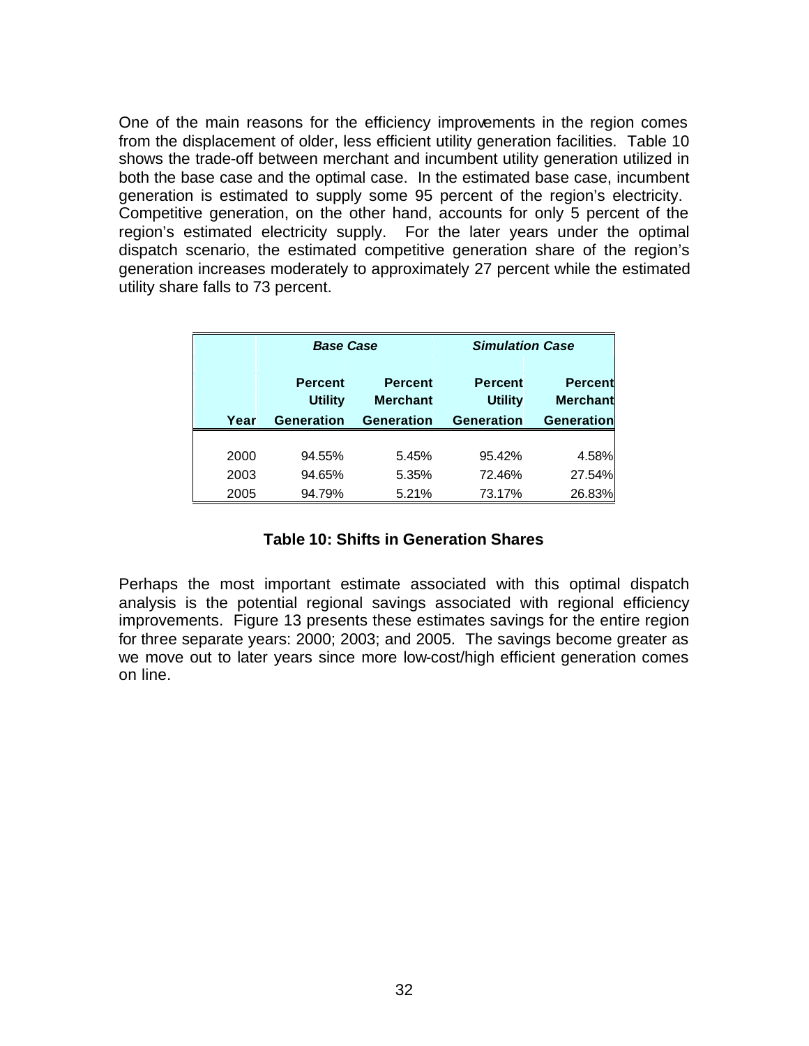One of the main reasons for the efficiency improvements in the region comes from the displacement of older, less efficient utility generation facilities. Table 10 shows the trade-off between merchant and incumbent utility generation utilized in both the base case and the optimal case. In the estimated base case, incumbent generation is estimated to supply some 95 percent of the region's electricity. Competitive generation, on the other hand, accounts for only 5 percent of the region's estimated electricity supply. For the later years under the optimal dispatch scenario, the estimated competitive generation share of the region's generation increases moderately to approximately 27 percent while the estimated utility share falls to 73 percent.

| | ***Base Case*** | | ***Simulation Case*** | |
|---|---|---|---|---|
| **Year** | **Percent Utility Generation** | **Percent Merchant Generation** | **Percent Utility Generation** | **Percent Merchant Generation** |
| 2000 | 94.55% | 5.45% | 95.42% | 4.58% |
| 2003 | 94.65% | 5.35% | 72.46% | 27.54% |
| 2005 | 94.79% | 5.21% | 73.17% | 26.83% |

**Table 10: Shifts in Generation Shares**

Perhaps the most important estimate associated with this optimal dispatch analysis is the potential regional savings associated with regional efficiency improvements. Figure 13 presents these estimates savings for the entire region for three separate years: 2000; 2003; and 2005. The savings become greater as we move out to later years since more low-cost/high efficient generation comes on line.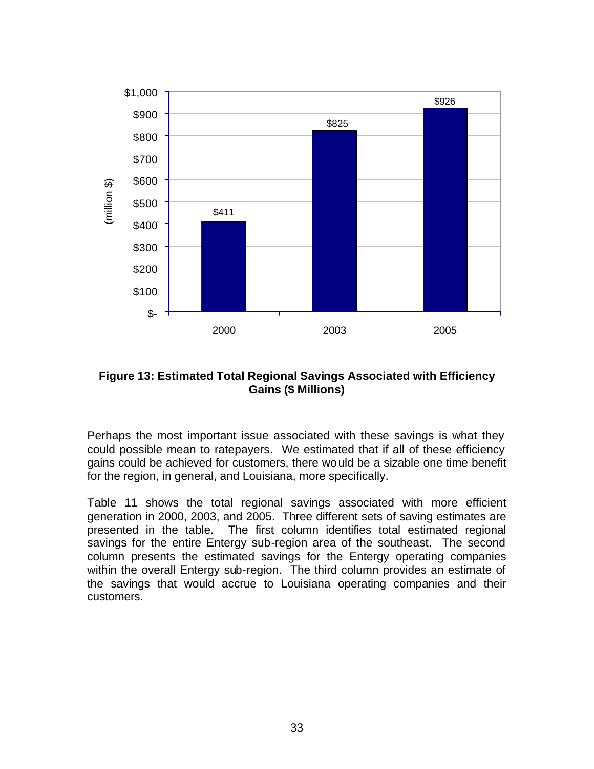**Figure 13: Estimated Total Regional Savings Associated with Efficiency Gains ($ Millions)**

Perhaps the most important issue associated with these savings is what they could possible mean to ratepayers. We estimated that if all of these efficiency gains could be achieved for customers, there would be a sizable one time benefit for the region, in general, and Louisiana, more specifically.

Table 11 shows the total regional savings associated with more efficient generation in 2000, 2003, and 2005. Three different sets of saving estimates are presented in the table. The first column identifies total estimated regional savings for the entire Entergy sub-region area of the southeast. The second column presents the estimated savings for the Entergy operating companies within the overall Entergy sub-region. The third column provides an estimate of the savings that would accrue to Louisiana operating companies and their customers.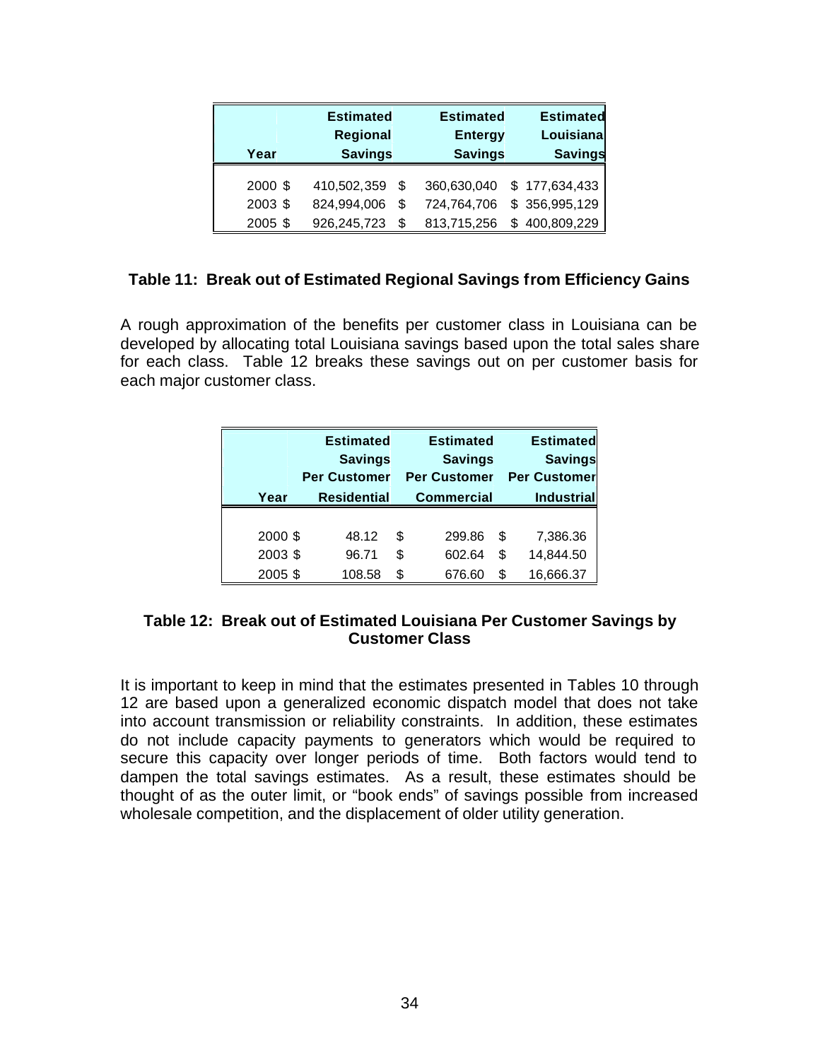| Year | Estimated Regional Savings | Estimated Entergy Savings | Estimated Louisiana Savings |
|---|---|---|---|
| 2000 | $ 410,502,359 | $ 360,630,040 | $ 177,634,433 |
| 2003 | $ 824,994,006 | $ 724,764,706 | $ 356,995,129 |
| 2005 | $ 926,245,723 | $ 813,715,256 | $ 400,809,229 |

**Table 11: Break out of Estimated Regional Savings from Efficiency Gains**

A rough approximation of the benefits per customer class in Louisiana can be developed by allocating total Louisiana savings based upon the total sales share for each class. Table 12 breaks these savings out on per customer basis for each major customer class.

| Year | Estimated Savings Per Customer Residential | Estimated Savings Per Customer Commercial | Estimated Savings Per Customer Industrial |
|---|---|---|---|
| 2000 | $ 48.12 | $ 299.86 | $ 7,386.36 |
| 2003 | $ 96.71 | $ 602.64 | $ 14,844.50 |
| 2005 | $ 108.58 | $ 676.60 | $ 16,666.37 |

**Table 12: Break out of Estimated Louisiana Per Customer Savings by Customer Class**

It is important to keep in mind that the estimates presented in Tables 10 through 12 are based upon a generalized economic dispatch model that does not take into account transmission or reliability constraints. In addition, these estimates do not include capacity payments to generators which would be required to secure this capacity over longer periods of time. Both factors would tend to dampen the total savings estimates. As a result, these estimates should be thought of as the outer limit, or "book ends" of savings possible from increased wholesale competition, and the displacement of older utility generation.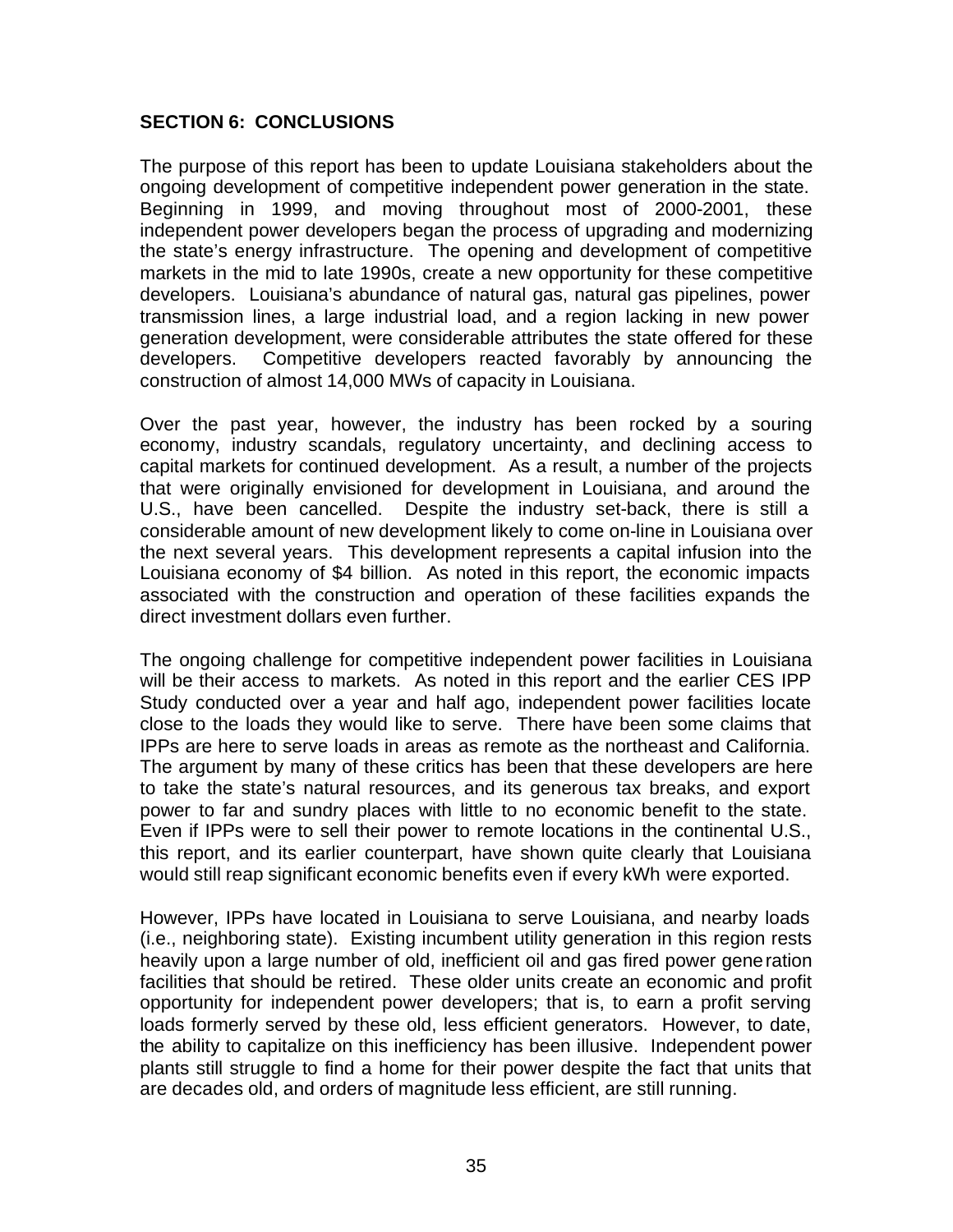## SECTION 6: CONCLUSIONS

The purpose of this report has been to update Louisiana stakeholders about the ongoing development of competitive independent power generation in the state. Beginning in 1999, and moving throughout most of 2000-2001, these independent power developers began the process of upgrading and modernizing the state's energy infrastructure. The opening and development of competitive markets in the mid to late 1990s, create a new opportunity for these competitive developers. Louisiana's abundance of natural gas, natural gas pipelines, power transmission lines, a large industrial load, and a region lacking in new power generation development, were considerable attributes the state offered for these developers. Competitive developers reacted favorably by announcing the construction of almost 14,000 MWs of capacity in Louisiana.

Over the past year, however, the industry has been rocked by a souring economy, industry scandals, regulatory uncertainty, and declining access to capital markets for continued development. As a result, a number of the projects that were originally envisioned for development in Louisiana, and around the U.S., have been cancelled. Despite the industry set-back, there is still a considerable amount of new development likely to come on-line in Louisiana over the next several years. This development represents a capital infusion into the Louisiana economy of $4 billion. As noted in this report, the economic impacts associated with the construction and operation of these facilities expands the direct investment dollars even further.

The ongoing challenge for competitive independent power facilities in Louisiana will be their access to markets. As noted in this report and the earlier CES IPP Study conducted over a year and half ago, independent power facilities locate close to the loads they would like to serve. There have been some claims that IPPs are here to serve loads in areas as remote as the northeast and California. The argument by many of these critics has been that these developers are here to take the state's natural resources, and its generous tax breaks, and export power to far and sundry places with little to no economic benefit to the state. Even if IPPs were to sell their power to remote locations in the continental U.S., this report, and its earlier counterpart, have shown quite clearly that Louisiana would still reap significant economic benefits even if every kWh were exported.

However, IPPs have located in Louisiana to serve Louisiana, and nearby loads (i.e., neighboring state). Existing incumbent utility generation in this region rests heavily upon a large number of old, inefficient oil and gas fired power generation facilities that should be retired. These older units create an economic and profit opportunity for independent power developers; that is, to earn a profit serving loads formerly served by these old, less efficient generators. However, to date, the ability to capitalize on this inefficiency has been illusive. Independent power plants still struggle to find a home for their power despite the fact that units that are decades old, and orders of magnitude less efficient, are still running.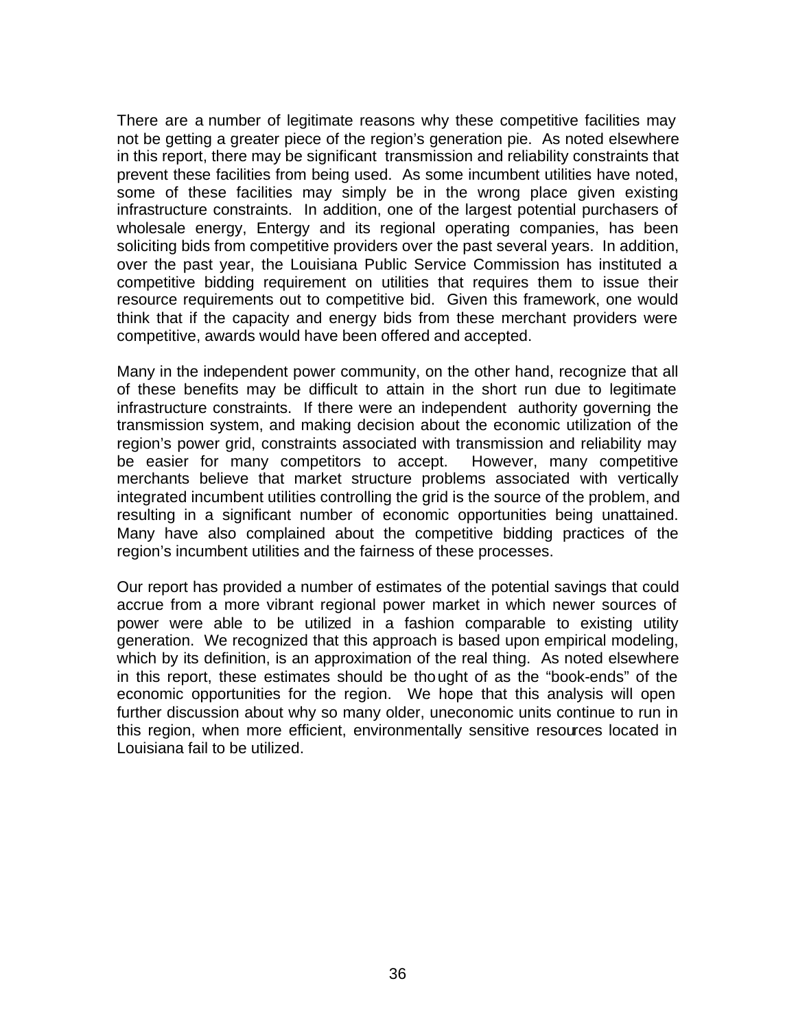There are a number of legitimate reasons why these competitive facilities may not be getting a greater piece of the region's generation pie. As noted elsewhere in this report, there may be significant transmission and reliability constraints that prevent these facilities from being used. As some incumbent utilities have noted, some of these facilities may simply be in the wrong place given existing infrastructure constraints. In addition, one of the largest potential purchasers of wholesale energy, Entergy and its regional operating companies, has been soliciting bids from competitive providers over the past several years. In addition, over the past year, the Louisiana Public Service Commission has instituted a competitive bidding requirement on utilities that requires them to issue their resource requirements out to competitive bid. Given this framework, one would think that if the capacity and energy bids from these merchant providers were competitive, awards would have been offered and accepted.

Many in the independent power community, on the other hand, recognize that all of these benefits may be difficult to attain in the short run due to legitimate infrastructure constraints. If there were an independent authority governing the transmission system, and making decision about the economic utilization of the region's power grid, constraints associated with transmission and reliability may be easier for many competitors to accept. However, many competitive merchants believe that market structure problems associated with vertically integrated incumbent utilities controlling the grid is the source of the problem, and resulting in a significant number of economic opportunities being unattained. Many have also complained about the competitive bidding practices of the region's incumbent utilities and the fairness of these processes.

Our report has provided a number of estimates of the potential savings that could accrue from a more vibrant regional power market in which newer sources of power were able to be utilized in a fashion comparable to existing utility generation. We recognized that this approach is based upon empirical modeling, which by its definition, is an approximation of the real thing. As noted elsewhere in this report, these estimates should be thought of as the "book-ends" of the economic opportunities for the region. We hope that this analysis will open further discussion about why so many older, uneconomic units continue to run in this region, when more efficient, environmentally sensitive resources located in Louisiana fail to be utilized.